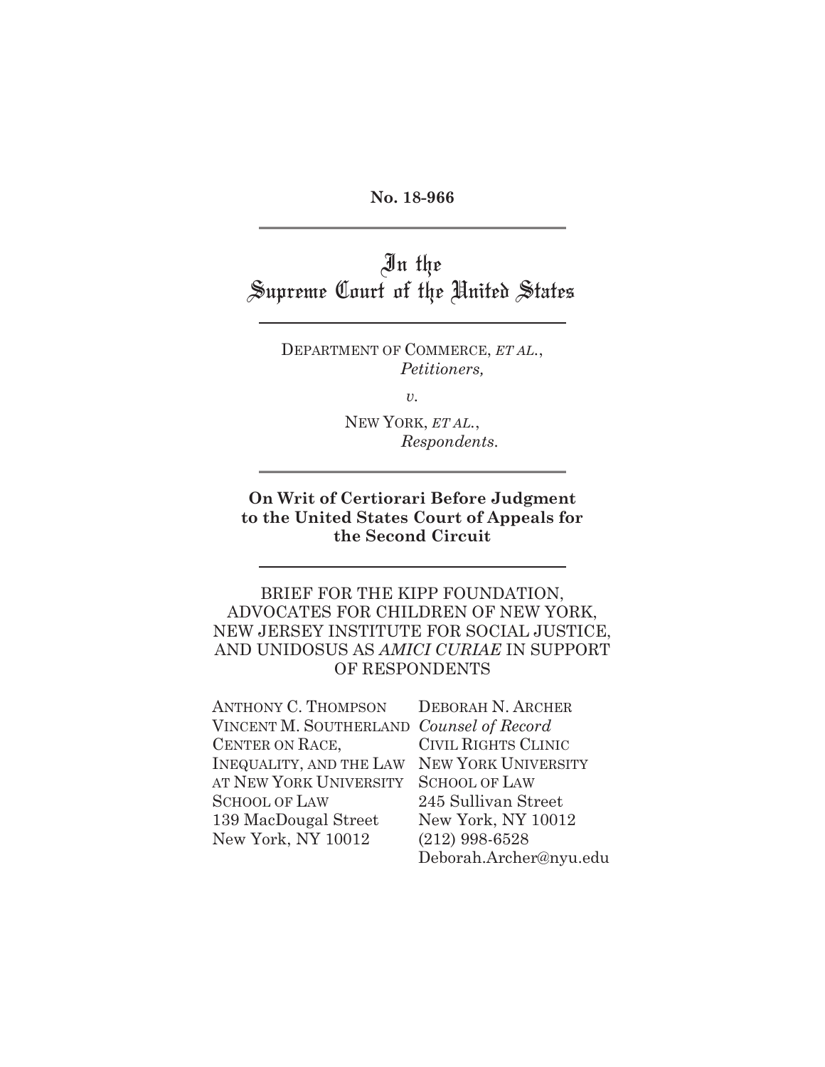**No. 18-966**

---

# In the Supreme Court of the United States

---

DEPARTMENT OF COMMERCE, *ET AL.*,
*Petitioners,*

*v.*

NEW YORK, *ET AL.*,
*Respondents.*

---

**On Writ of Certiorari Before Judgment to the United States Court of Appeals for the Second Circuit**

---

BRIEF FOR THE KIPP FOUNDATION, ADVOCATES FOR CHILDREN OF NEW YORK, NEW JERSEY INSTITUTE FOR SOCIAL JUSTICE, AND UNIDOSUS AS *AMICI CURIAE* IN SUPPORT OF RESPONDENTS

ANTHONY C. THOMPSON
VINCENT M. SOUTHERLAND
CENTER ON RACE, INEQUALITY, AND THE LAW AT NEW YORK UNIVERSITY SCHOOL OF LAW
139 MacDougal Street
New York, NY 10012

DEBORAH N. ARCHER
*Counsel of Record*
CIVIL RIGHTS CLINIC
NEW YORK UNIVERSITY SCHOOL OF LAW
245 Sullivan Street
New York, NY 10012
(212) 998-6528
Deborah.Archer@nyu.edu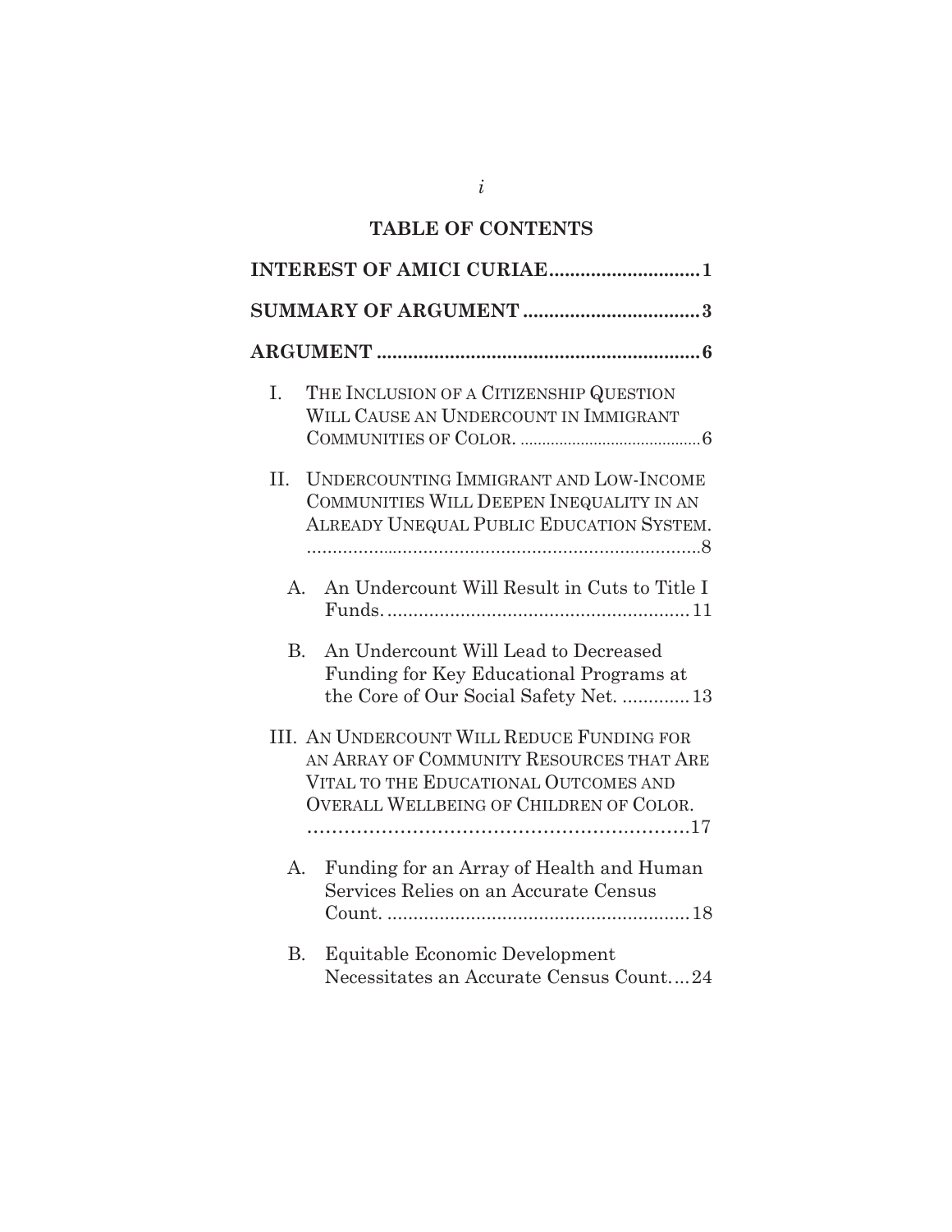## TABLE OF CONTENTS

**INTEREST OF AMICI CURIAE** .......................... 1

**SUMMARY OF ARGUMENT** .......................... 3

**ARGUMENT** .......................... 6

I. THE INCLUSION OF A CITIZENSHIP QUESTION WILL CAUSE AN UNDERCOUNT IN IMMIGRANT COMMUNITIES OF COLOR. .......................... 6

II. UNDERCOUNTING IMMIGRANT AND LOW-INCOME COMMUNITIES WILL DEEPEN INEQUALITY IN AN ALREADY UNEQUAL PUBLIC EDUCATION SYSTEM. .......................... 8

 A. An Undercount Will Result in Cuts to Title I Funds. .......................... 11

 B. An Undercount Will Lead to Decreased Funding for Key Educational Programs at the Core of Our Social Safety Net. .......................... 13

III. AN UNDERCOUNT WILL REDUCE FUNDING FOR AN ARRAY OF COMMUNITY RESOURCES THAT ARE VITAL TO THE EDUCATIONAL OUTCOMES AND OVERALL WELLBEING OF CHILDREN OF COLOR. .......................... 17

 A. Funding for an Array of Health and Human Services Relies on an Accurate Census Count. .......................... 18

 B. Equitable Economic Development Necessitates an Accurate Census Count .......................... 24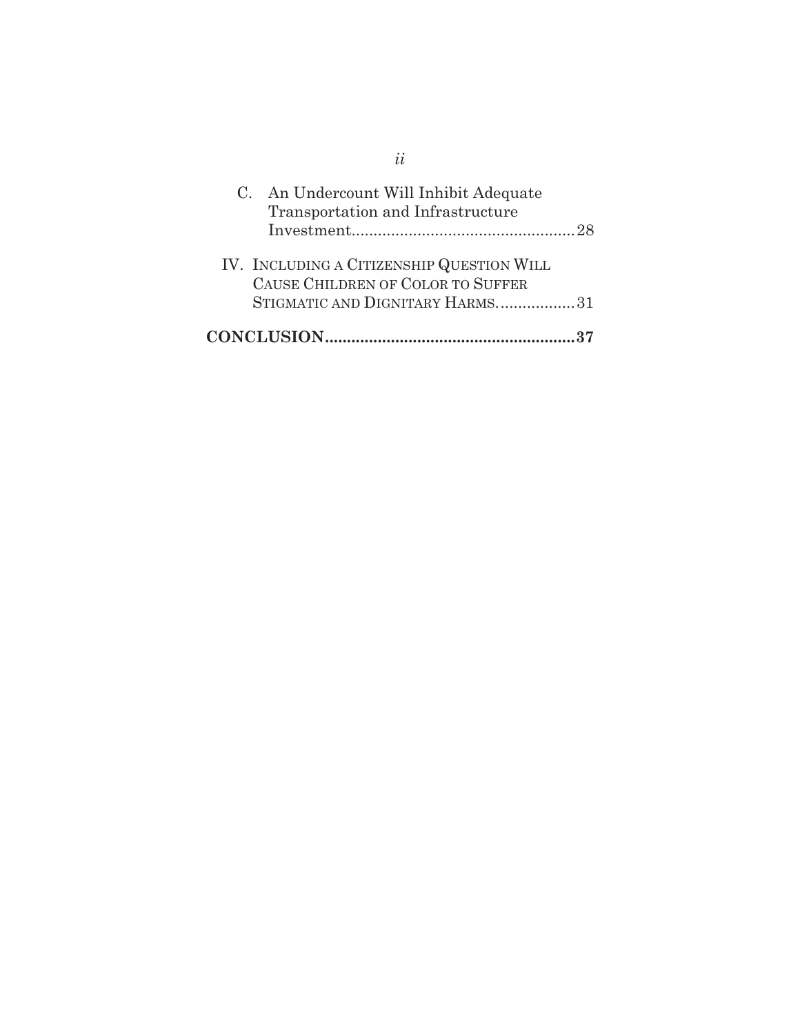C. An Undercount Will Inhibit Adequate Transportation and Infrastructure Investment.................................................28

IV. INCLUDING A CITIZENSHIP QUESTION WILL CAUSE CHILDREN OF COLOR TO SUFFER STIGMATIC AND DIGNITARY HARMS..................31

**CONCLUSION.........................................................37**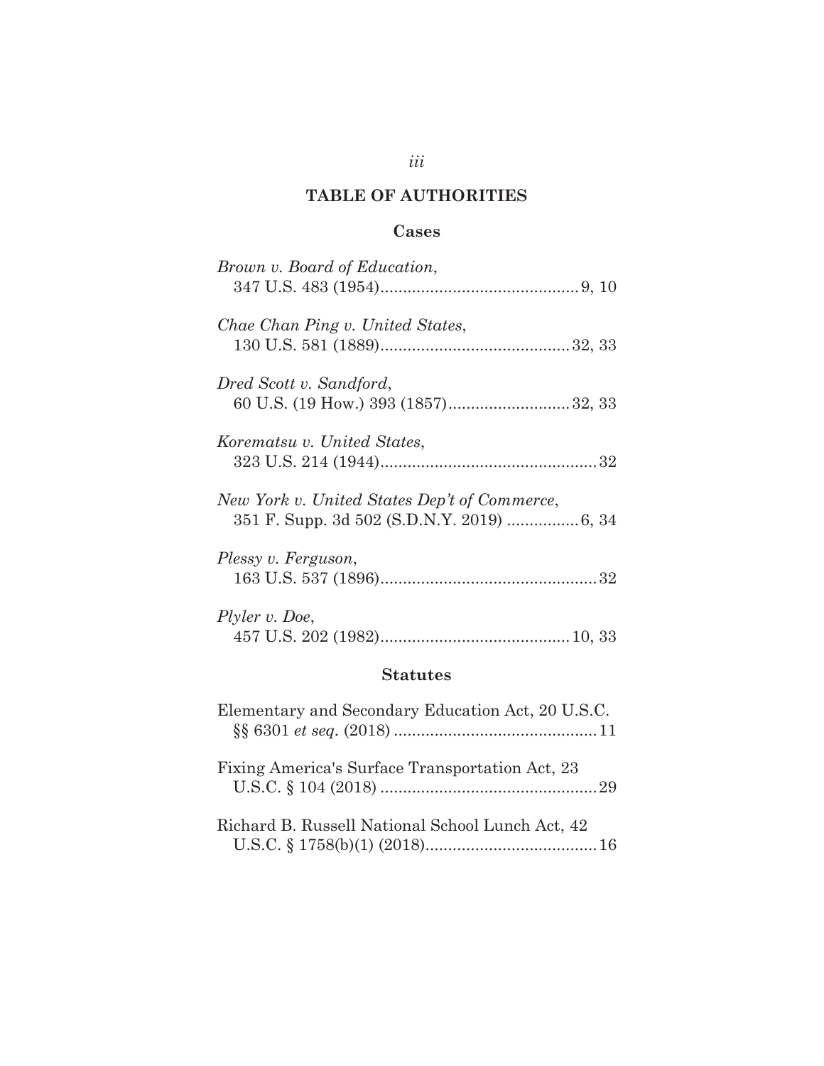# TABLE OF AUTHORITIES

## Cases

*Brown v. Board of Education*,
347 U.S. 483 (1954)............................................ 9, 10

*Chae Chan Ping v. United States*,
130 U.S. 581 (1889).......................................... 32, 33

*Dred Scott v. Sandford*,
60 U.S. (19 How.) 393 (1857)........................... 32, 33

*Korematsu v. United States*,
323 U.S. 214 (1944)................................................ 32

*New York v. United States Dep't of Commerce*,
351 F. Supp. 3d 502 (S.D.N.Y. 2019) ................ 6, 34

*Plessy v. Ferguson*,
163 U.S. 537 (1896)................................................ 32

*Plyler v. Doe*,
457 U.S. 202 (1982).......................................... 10, 33

## Statutes

Elementary and Secondary Education Act, 20 U.S.C. §§ 6301 *et seq.* (2018) ............................................ 11

Fixing America's Surface Transportation Act, 23 U.S.C. § 104 (2018) ................................................ 29

Richard B. Russell National School Lunch Act, 42 U.S.C. § 1758(b)(1) (2018)...................................... 16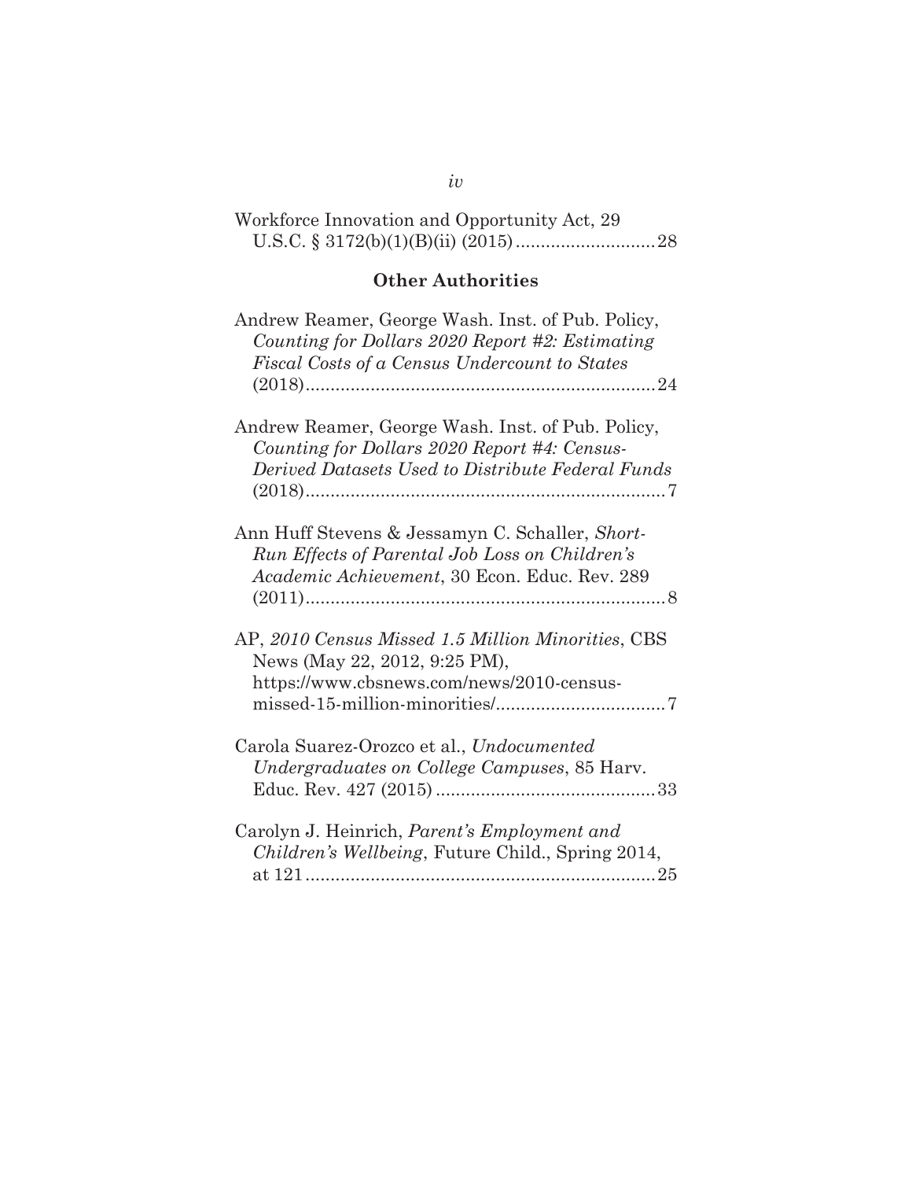Workforce Innovation and Opportunity Act, 29 U.S.C. § 3172(b)(1)(B)(ii) (2015) ........................... 28

## Other Authorities

Andrew Reamer, George Wash. Inst. of Pub. Policy, *Counting for Dollars 2020 Report #2: Estimating Fiscal Costs of a Census Undercount to States* (2018) ...................................................................... 24

Andrew Reamer, George Wash. Inst. of Pub. Policy, *Counting for Dollars 2020 Report #4: Census-Derived Datasets Used to Distribute Federal Funds* (2018) ........................................................................ 7

Ann Huff Stevens & Jessamyn C. Schaller, *Short-Run Effects of Parental Job Loss on Children's Academic Achievement*, 30 Econ. Educ. Rev. 289 (2011) ........................................................................ 8

AP, *2010 Census Missed 1.5 Million Minorities*, CBS News (May 22, 2012, 9:25 PM), https://www.cbsnews.com/news/2010-census-missed-15-million-minorities/ ................................. 7

Carola Suarez-Orozco et al., *Undocumented Undergraduates on College Campuses*, 85 Harv. Educ. Rev. 427 (2015) ........................................... 33

Carolyn J. Heinrich, *Parent's Employment and Children's Wellbeing*, Future Child., Spring 2014, at 121 ..................................................................... 25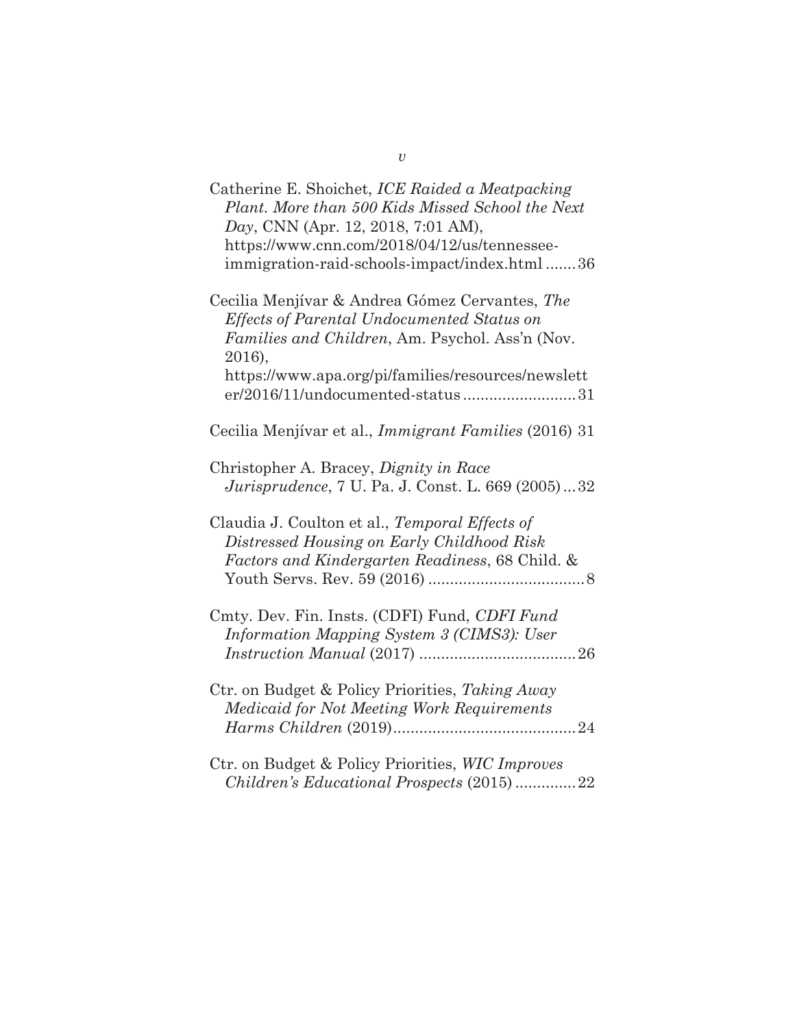Catherine E. Shoichet, *ICE Raided a Meatpacking Plant. More than 500 Kids Missed School the Next Day*, CNN (Apr. 12, 2018, 7:01 AM), https://www.cnn.com/2018/04/12/us/tennessee-immigration-raid-schools-impact/index.html ....... 36

Cecilia Menjívar & Andrea Gómez Cervantes, *The Effects of Parental Undocumented Status on Families and Children*, Am. Psychol. Ass'n (Nov. 2016), https://www.apa.org/pi/families/resources/newsletter/2016/11/undocumented-status .......................... 31

Cecilia Menjívar et al., *Immigrant Families* (2016) 31

Christopher A. Bracey, *Dignity in Race Jurisprudence*, 7 U. Pa. J. Const. L. 669 (2005) ... 32

Claudia J. Coulton et al., *Temporal Effects of Distressed Housing on Early Childhood Risk Factors and Kindergarten Readiness*, 68 Child. & Youth Servs. Rev. 59 (2016) .................................... 8

Cmty. Dev. Fin. Insts. (CDFI) Fund, *CDFI Fund Information Mapping System 3 (CIMS3): User Instruction Manual* (2017) .................................... 26

Ctr. on Budget & Policy Priorities, *Taking Away Medicaid for Not Meeting Work Requirements Harms Children* (2019).......................................... 24

Ctr. on Budget & Policy Priorities, *WIC Improves Children's Educational Prospects* (2015) .............. 22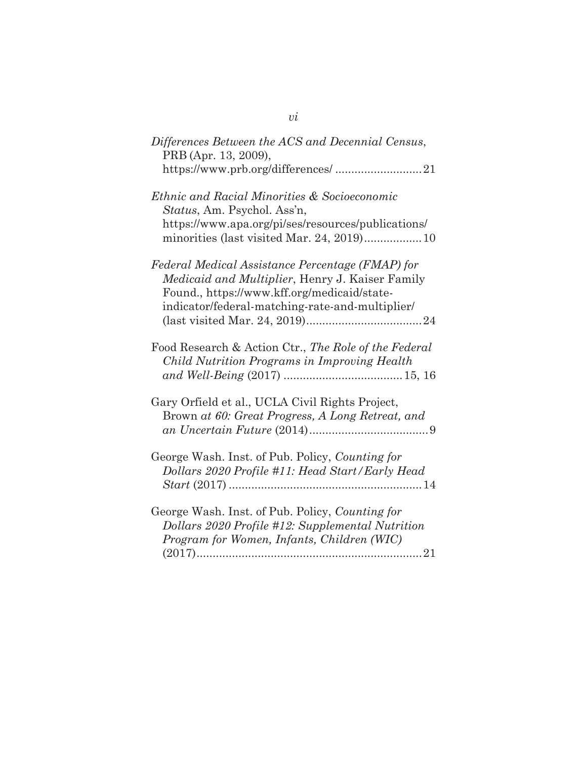*Differences Between the ACS and Decennial Census*, PRB (Apr. 13, 2009), https://www.prb.org/differences/ ..........................21

*Ethnic and Racial Minorities & Socioeconomic Status*, Am. Psychol. Ass'n, https://www.apa.org/pi/ses/resources/publications/minorities (last visited Mar. 24, 2019)..................10

*Federal Medical Assistance Percentage (FMAP) for Medicaid and Multiplier*, Henry J. Kaiser Family Found., https://www.kff.org/medicaid/state-indicator/federal-matching-rate-and-multiplier/ (last visited Mar. 24, 2019)....................................24

Food Research & Action Ctr., *The Role of the Federal Child Nutrition Programs in Improving Health and Well-Being* (2017) .....................................15, 16

Gary Orfield et al., UCLA Civil Rights Project, Brown *at 60: Great Progress, A Long Retreat, and an Uncertain Future* (2014).....................................9

George Wash. Inst. of Pub. Policy, *Counting for Dollars 2020 Profile #11: Head Start/Early Head Start* (2017) ...........................................................14

George Wash. Inst. of Pub. Policy, *Counting for Dollars 2020 Profile #12: Supplemental Nutrition Program for Women, Infants, Children (WIC)* (2017).....................................................................21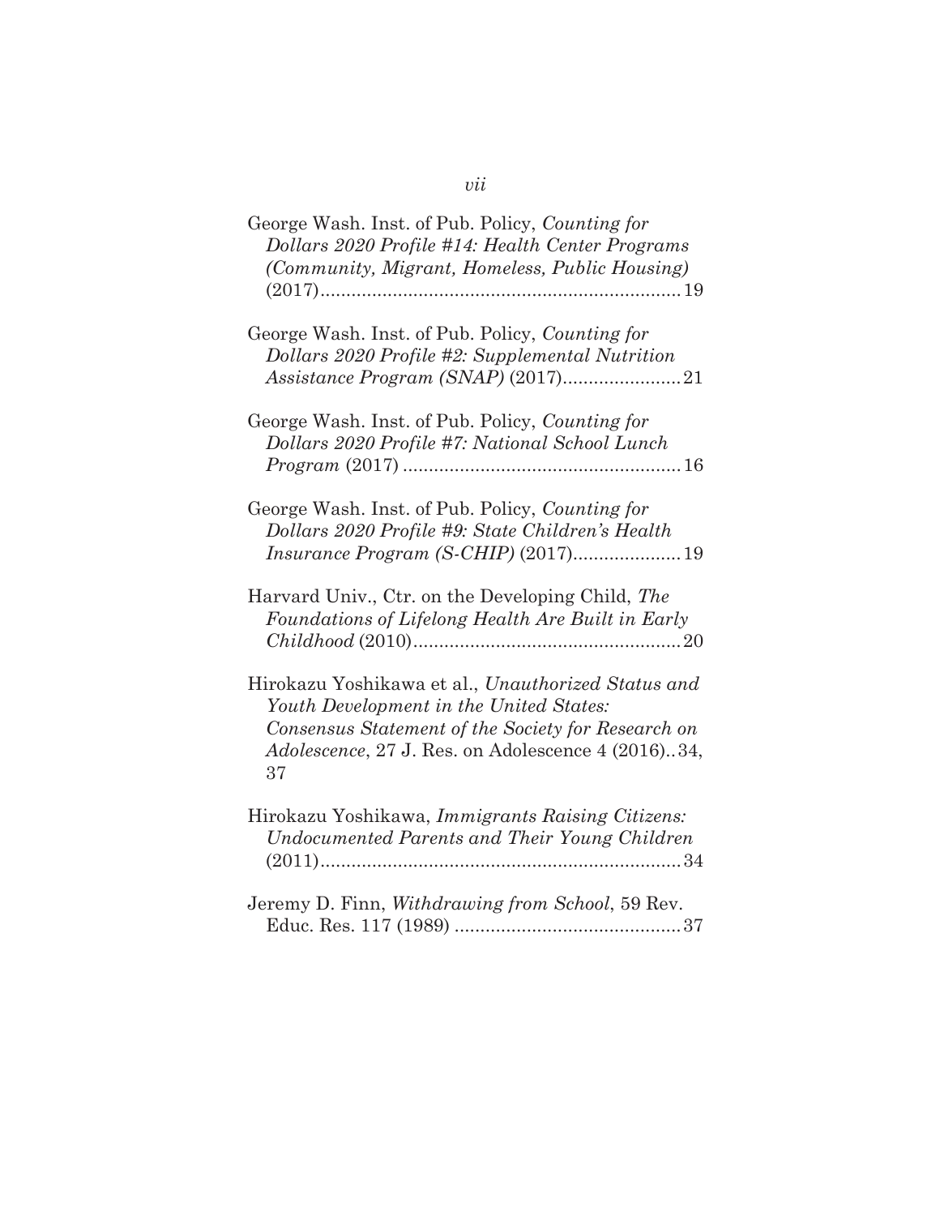George Wash. Inst. of Pub. Policy, *Counting for Dollars 2020 Profile #14: Health Center Programs (Community, Migrant, Homeless, Public Housing)* (2017)......................................................................19

George Wash. Inst. of Pub. Policy, *Counting for Dollars 2020 Profile #2: Supplemental Nutrition Assistance Program (SNAP)* (2017).......................21

George Wash. Inst. of Pub. Policy, *Counting for Dollars 2020 Profile #7: National School Lunch Program* (2017) ......................................................16

George Wash. Inst. of Pub. Policy, *Counting for Dollars 2020 Profile #9: State Children's Health Insurance Program (S-CHIP)* (2017).....................19

Harvard Univ., Ctr. on the Developing Child, *The Foundations of Lifelong Health Are Built in Early Childhood* (2010)....................................................20

Hirokazu Yoshikawa et al., *Unauthorized Status and Youth Development in the United States: Consensus Statement of the Society for Research on Adolescence*, 27 J. Res. on Adolescence 4 (2016)..34, 37

Hirokazu Yoshikawa, *Immigrants Raising Citizens: Undocumented Parents and Their Young Children* (2011)......................................................................34

Jeremy D. Finn, *Withdrawing from School*, 59 Rev. Educ. Res. 117 (1989) ............................................37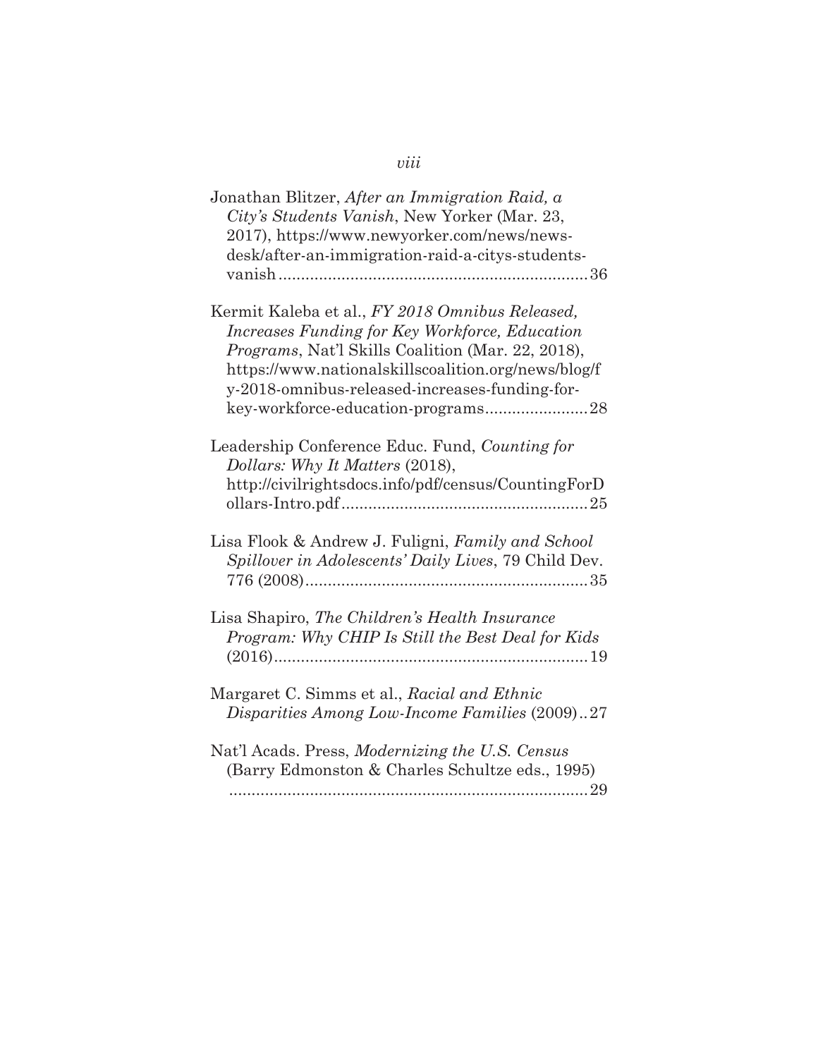Jonathan Blitzer, *After an Immigration Raid, a City's Students Vanish*, New Yorker (Mar. 23, 2017), https://www.newyorker.com/news/news-desk/after-an-immigration-raid-a-citys-students-vanish....................................................................36

Kermit Kaleba et al., *FY 2018 Omnibus Released, Increases Funding for Key Workforce, Education Programs*, Nat'l Skills Coalition (Mar. 22, 2018), https://www.nationalskillscoalition.org/news/blog/fy-2018-omnibus-released-increases-funding-for-key-workforce-education-programs.......................28

Leadership Conference Educ. Fund, *Counting for Dollars: Why It Matters* (2018), http://civilrightsdocs.info/pdf/census/CountingForDollars-Intro.pdf.......................................................25

Lisa Flook & Andrew J. Fuligni, *Family and School Spillover in Adolescents' Daily Lives*, 79 Child Dev. 776 (2008)...............................................................35

Lisa Shapiro, *The Children's Health Insurance Program: Why CHIP Is Still the Best Deal for Kids* (2016)......................................................................19

Margaret C. Simms et al., *Racial and Ethnic Disparities Among Low-Income Families* (2009)..27

Nat'l Acads. Press, *Modernizing the U.S. Census* (Barry Edmonston & Charles Schultze eds., 1995) ................................................................................29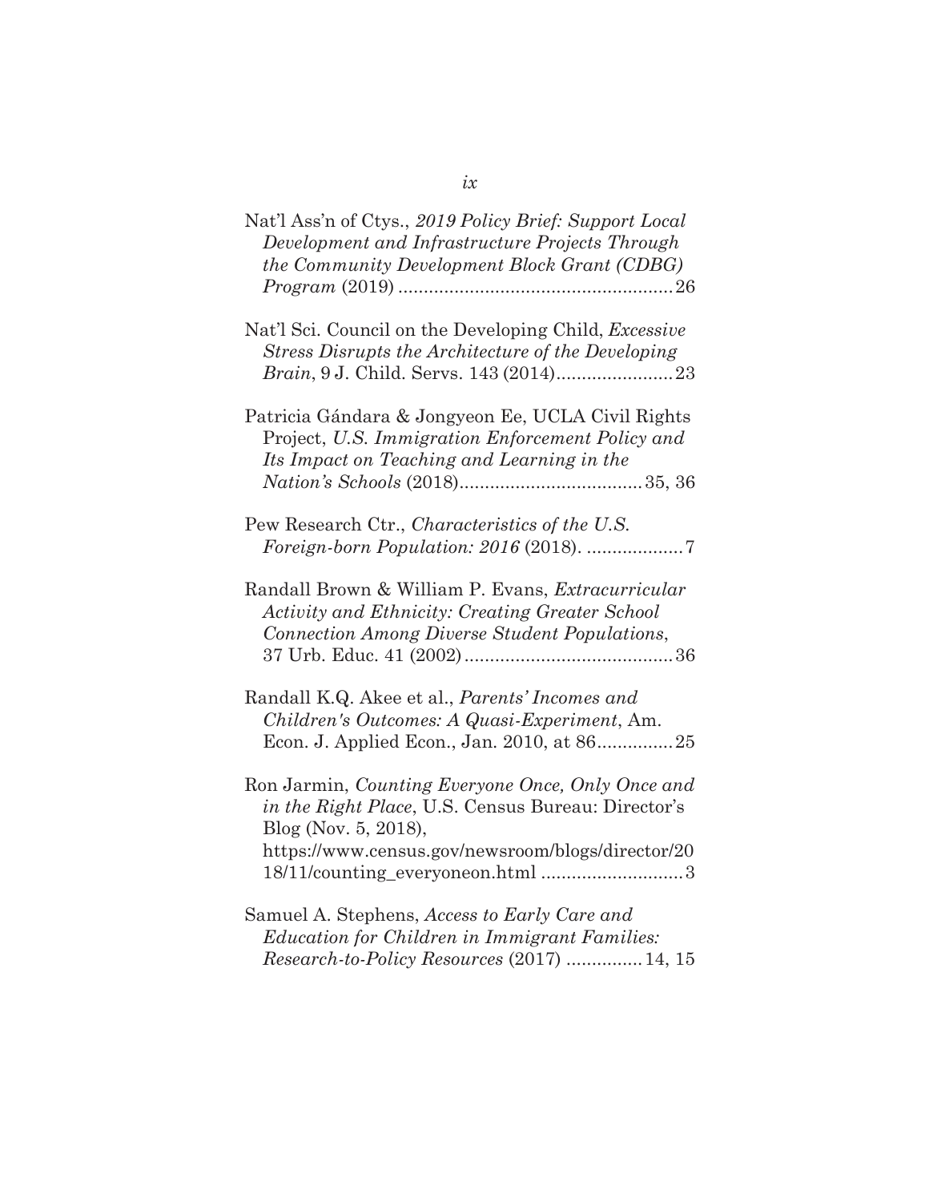Nat'l Ass'n of Ctys., *2019 Policy Brief: Support Local Development and Infrastructure Projects Through the Community Development Block Grant (CDBG) Program* (2019) ......................................................26

Nat'l Sci. Council on the Developing Child, *Excessive Stress Disrupts the Architecture of the Developing Brain*, 9 J. Child. Servs. 143 (2014).......................23

Patricia Gándara & Jongyeon Ee, UCLA Civil Rights Project, *U.S. Immigration Enforcement Policy and Its Impact on Teaching and Learning in the Nation's Schools* (2018)....................................35, 36

Pew Research Ctr., *Characteristics of the U.S. Foreign-born Population: 2016* (2018). ...................7

Randall Brown & William P. Evans, *Extracurricular Activity and Ethnicity: Creating Greater School Connection Among Diverse Student Populations*, 37 Urb. Educ. 41 (2002).........................................36

Randall K.Q. Akee et al., *Parents' Incomes and Children's Outcomes: A Quasi-Experiment*, Am. Econ. J. Applied Econ., Jan. 2010, at 86...............25

Ron Jarmin, *Counting Everyone Once, Only Once and in the Right Place*, U.S. Census Bureau: Director's Blog (Nov. 5, 2018), https://www.census.gov/newsroom/blogs/director/2018/11/counting_everyoneon.html ............................3

Samuel A. Stephens, *Access to Early Care and Education for Children in Immigrant Families: Research-to-Policy Resources* (2017) ...............14, 15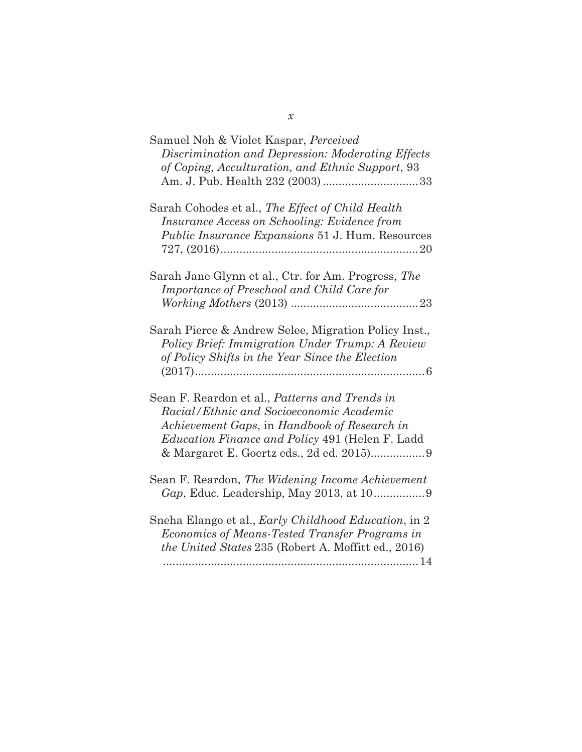Samuel Noh & Violet Kaspar, *Perceived Discrimination and Depression: Moderating Effects of Coping, Acculturation, and Ethnic Support*, 93 Am. J. Pub. Health 232 (2003) .............................33

Sarah Cohodes et al., *The Effect of Child Health Insurance Access on Schooling: Evidence from Public Insurance Expansions* 51 J. Hum. Resources 727, (2016)..............................................................20

Sarah Jane Glynn et al., Ctr. for Am. Progress, *The Importance of Preschool and Child Care for Working Mothers* (2013) ........................................23

Sarah Pierce & Andrew Selee, Migration Policy Inst., *Policy Brief: Immigration Under Trump: A Review of Policy Shifts in the Year Since the Election* (2017)........................................................................6

Sean F. Reardon et al., *Patterns and Trends in Racial/Ethnic and Socioeconomic Academic Achievement Gaps*, in *Handbook of Research in Education Finance and Policy* 491 (Helen F. Ladd & Margaret E. Goertz eds., 2d ed. 2015).................9

Sean F. Reardon, *The Widening Income Achievement Gap*, Educ. Leadership, May 2013, at 10................9

Sneha Elango et al., *Early Childhood Education*, in 2 *Economics of Means-Tested Transfer Programs in the United States* 235 (Robert A. Moffitt ed., 2016) ................................................................................14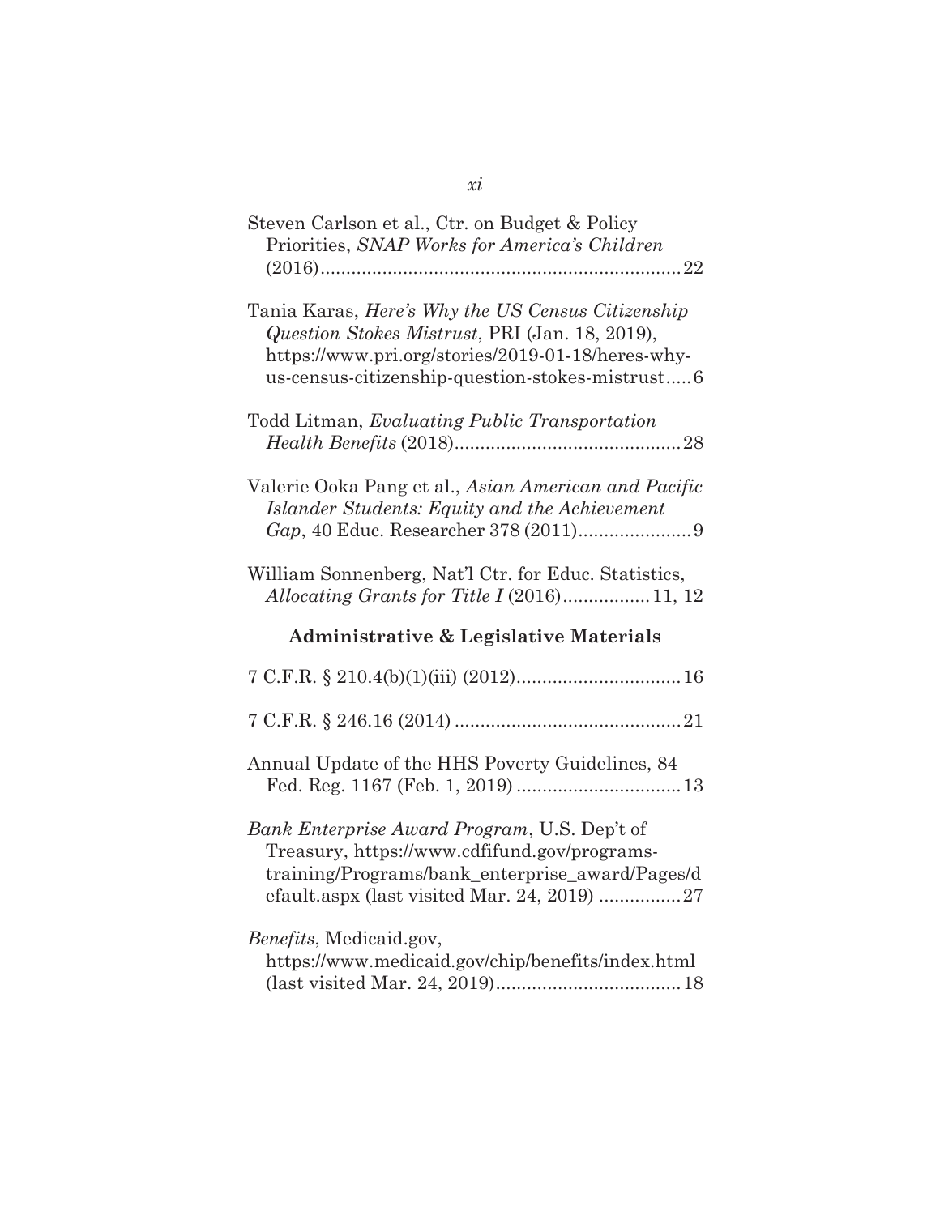Steven Carlson et al., Ctr. on Budget & Policy Priorities, *SNAP Works for America's Children* (2016)........................................................................22

Tania Karas, *Here's Why the US Census Citizenship Question Stokes Mistrust*, PRI (Jan. 18, 2019), https://www.pri.org/stories/2019-01-18/heres-why-us-census-citizenship-question-stokes-mistrust.....6

Todd Litman, *Evaluating Public Transportation Health Benefits* (2018)............................................28

Valerie Ooka Pang et al., *Asian American and Pacific Islander Students: Equity and the Achievement Gap*, 40 Educ. Researcher 378 (2011)......................9

William Sonnenberg, Nat'l Ctr. for Educ. Statistics, *Allocating Grants for Title I* (2016).................11, 12

### Administrative & Legislative Materials

7 C.F.R. § 210.4(b)(1)(iii) (2012)................................16

7 C.F.R. § 246.16 (2014) ............................................21

Annual Update of the HHS Poverty Guidelines, 84 Fed. Reg. 1167 (Feb. 1, 2019) ................................13

*Bank Enterprise Award Program*, U.S. Dep't of Treasury, https://www.cdfifund.gov/programs-training/Programs/bank_enterprise_award/Pages/default.aspx (last visited Mar. 24, 2019) ................27

*Benefits*, Medicaid.gov, https://www.medicaid.gov/chip/benefits/index.html (last visited Mar. 24, 2019)....................................18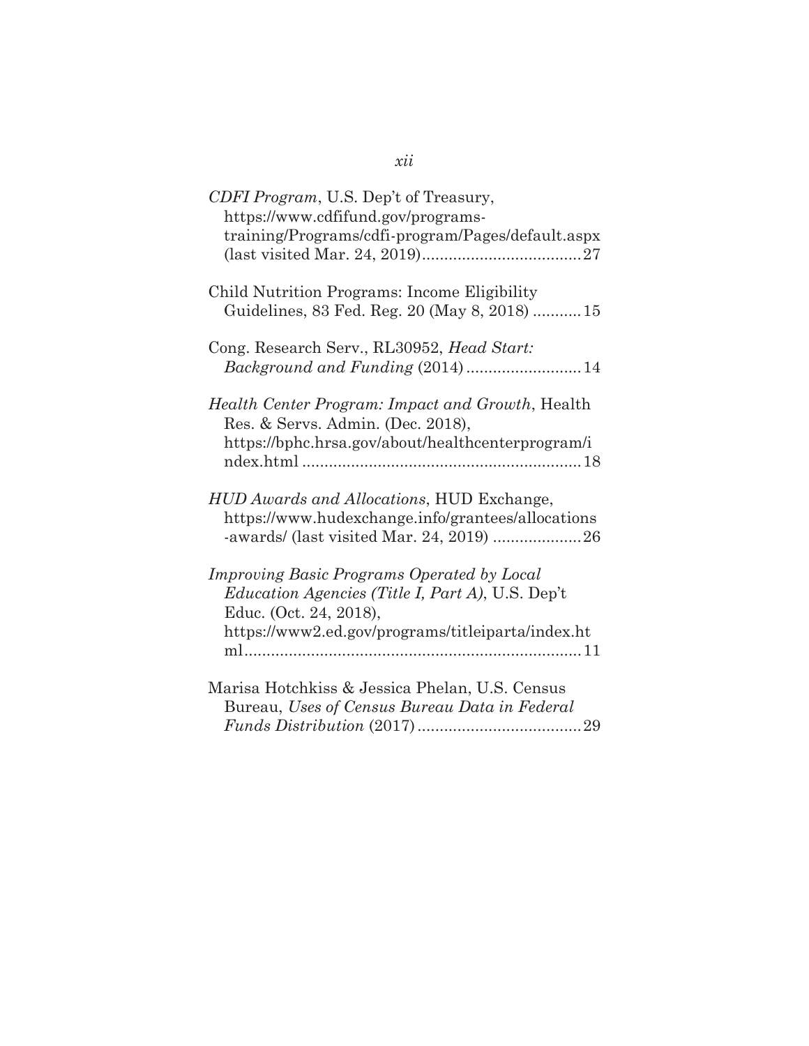*CDFI Program*, U.S. Dep't of Treasury, https://www.cdfifund.gov/programs-training/Programs/cdfi-program/Pages/default.aspx (last visited Mar. 24, 2019)....................................27

Child Nutrition Programs: Income Eligibility Guidelines, 83 Fed. Reg. 20 (May 8, 2018) ...........15

Cong. Research Serv., RL30952, *Head Start: Background and Funding* (2014)..........................14

*Health Center Program: Impact and Growth*, Health Res. & Servs. Admin. (Dec. 2018), https://bphc.hrsa.gov/about/healthcenterprogram/index.html ...............................................................18

*HUD Awards and Allocations*, HUD Exchange, https://www.hudexchange.info/grantees/allocations-awards/ (last visited Mar. 24, 2019) ....................26

*Improving Basic Programs Operated by Local Education Agencies (Title I, Part A)*, U.S. Dep't Educ. (Oct. 24, 2018), https://www2.ed.gov/programs/titleiparta/index.html............................................................................11

Marisa Hotchkiss & Jessica Phelan, U.S. Census Bureau, *Uses of Census Bureau Data in Federal Funds Distribution* (2017).....................................29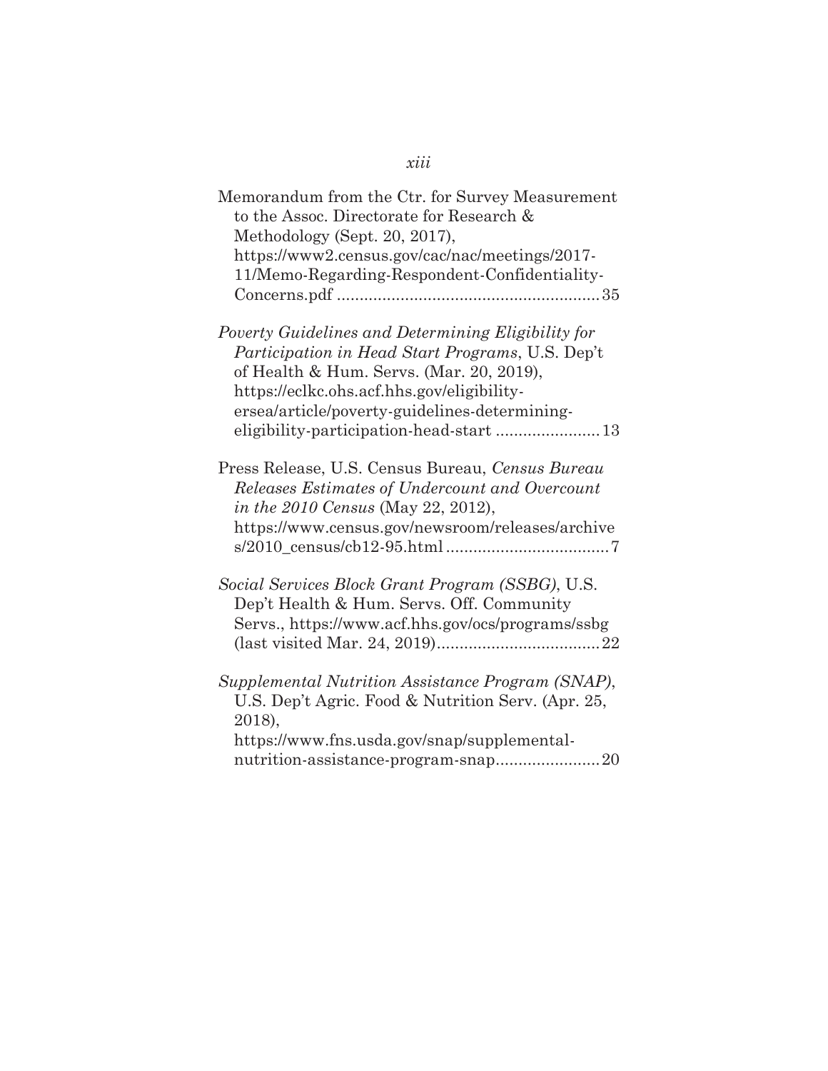Memorandum from the Ctr. for Survey Measurement to the Assoc. Directorate for Research & Methodology (Sept. 20, 2017), https://www2.census.gov/cac/nac/meetings/2017-11/Memo-Regarding-Respondent-Confidentiality-Concerns.pdf ......................................................... 35

*Poverty Guidelines and Determining Eligibility for Participation in Head Start Programs*, U.S. Dep't of Health & Hum. Servs. (Mar. 20, 2019), https://eclkc.ohs.acf.hhs.gov/eligibility-ersea/article/poverty-guidelines-determining-eligibility-participation-head-start ....................... 13

Press Release, U.S. Census Bureau, *Census Bureau Releases Estimates of Undercount and Overcount in the 2010 Census* (May 22, 2012), https://www.census.gov/newsroom/releases/archives/2010_census/cb12-95.html .................................... 7

*Social Services Block Grant Program (SSBG)*, U.S. Dep't Health & Hum. Servs. Off. Community Servs., https://www.acf.hhs.gov/ocs/programs/ssbg (last visited Mar. 24, 2019).................................... 22

*Supplemental Nutrition Assistance Program (SNAP)*, U.S. Dep't Agric. Food & Nutrition Serv. (Apr. 25, 2018), https://www.fns.usda.gov/snap/supplemental-nutrition-assistance-program-snap....................... 20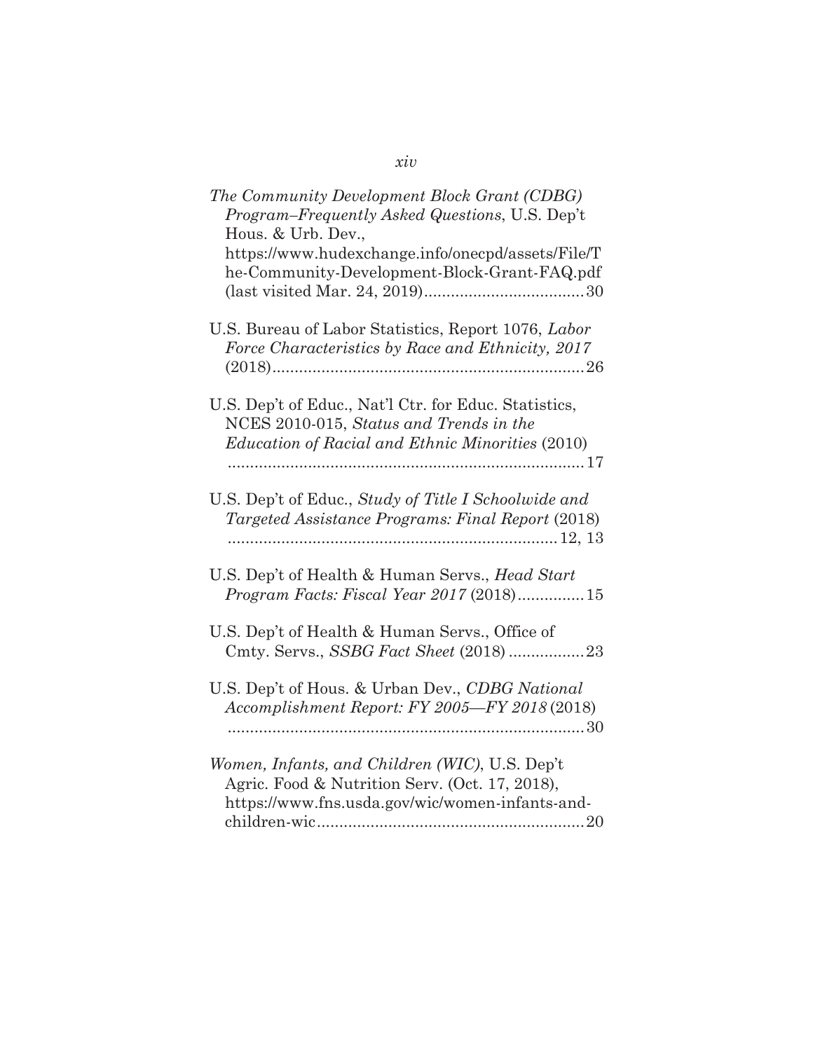*The Community Development Block Grant (CDBG) Program–Frequently Asked Questions*, U.S. Dep't Hous. & Urb. Dev., https://www.hudexchange.info/onecpd/assets/File/The-Community-Development-Block-Grant-FAQ.pdf (last visited Mar. 24, 2019) .................................... 30

U.S. Bureau of Labor Statistics, Report 1076, *Labor Force Characteristics by Race and Ethnicity, 2017* (2018) ...................................................................... 26

U.S. Dep't of Educ., Nat'l Ctr. for Educ. Statistics, NCES 2010-015, *Status and Trends in the Education of Racial and Ethnic Minorities* (2010) ................................................................................ 17

U.S. Dep't of Educ., *Study of Title I Schoolwide and Targeted Assistance Programs: Final Report* (2018) ......................................................................... 12, 13

U.S. Dep't of Health & Human Servs., *Head Start Program Facts: Fiscal Year 2017* (2018) ............... 15

U.S. Dep't of Health & Human Servs., Office of Cmty. Servs., *SSBG Fact Sheet* (2018) ................. 23

U.S. Dep't of Hous. & Urban Dev., *CDBG National Accomplishment Report: FY 2005—FY 2018* (2018) ............................................................................... 30

*Women, Infants, and Children (WIC)*, U.S. Dep't Agric. Food & Nutrition Serv. (Oct. 17, 2018), https://www.fns.usda.gov/wic/women-infants-and-children-wic ............................................................ 20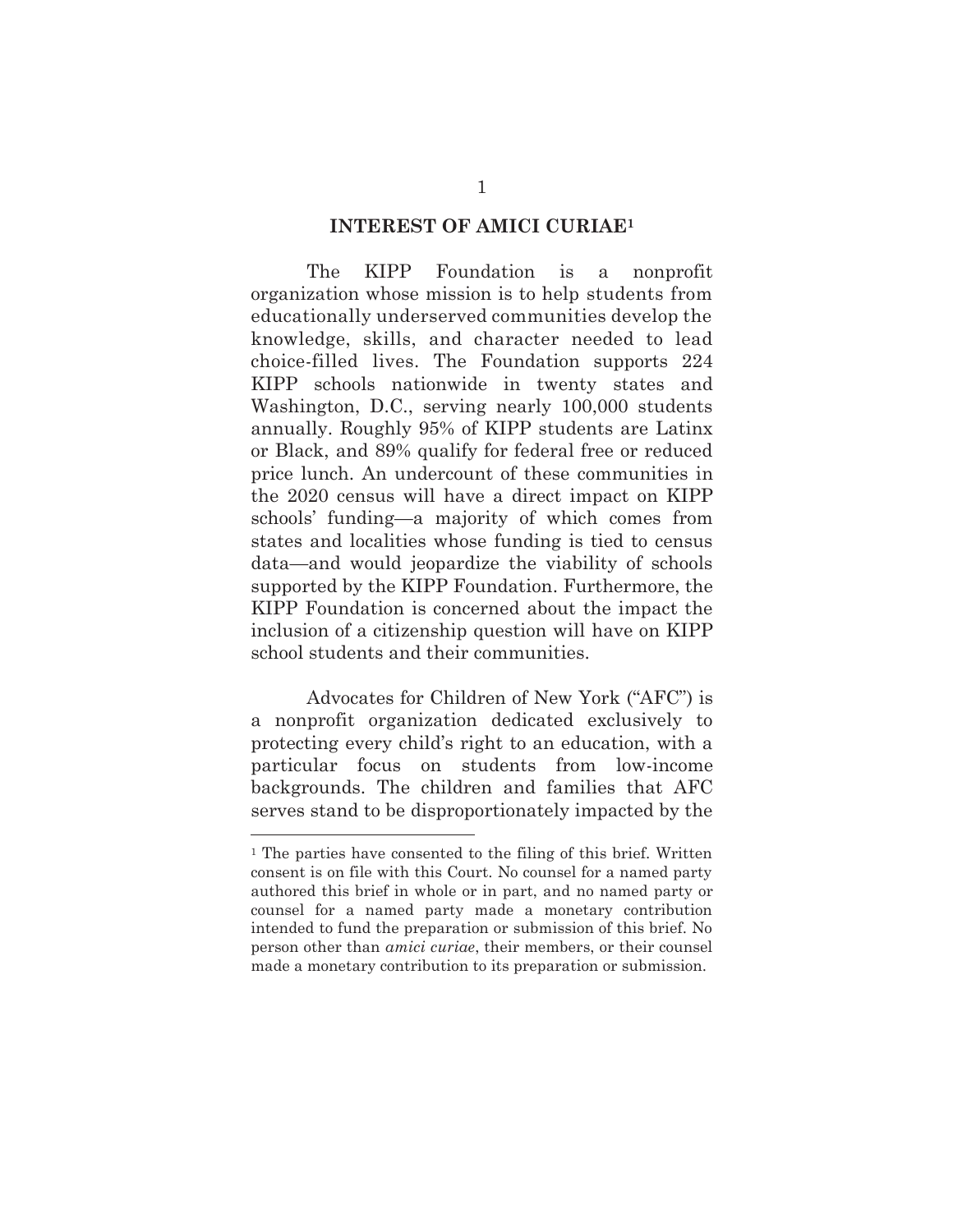## INTEREST OF AMICI CURIAE[1]

The KIPP Foundation is a nonprofit organization whose mission is to help students from educationally underserved communities develop the knowledge, skills, and character needed to lead choice-filled lives. The Foundation supports 224 KIPP schools nationwide in twenty states and Washington, D.C., serving nearly 100,000 students annually. Roughly 95% of KIPP students are Latinx or Black, and 89% qualify for federal free or reduced price lunch. An undercount of these communities in the 2020 census will have a direct impact on KIPP schools' funding—a majority of which comes from states and localities whose funding is tied to census data—and would jeopardize the viability of schools supported by the KIPP Foundation. Furthermore, the KIPP Foundation is concerned about the impact the inclusion of a citizenship question will have on KIPP school students and their communities.

Advocates for Children of New York ("AFC") is a nonprofit organization dedicated exclusively to protecting every child's right to an education, with a particular focus on students from low-income backgrounds. The children and families that AFC serves stand to be disproportionately impacted by the

---

[1] The parties have consented to the filing of this brief. Written consent is on file with this Court. No counsel for a named party authored this brief in whole or in part, and no named party or counsel for a named party made a monetary contribution intended to fund the preparation or submission of this brief. No person other than *amici curiae*, their members, or their counsel made a monetary contribution to its preparation or submission.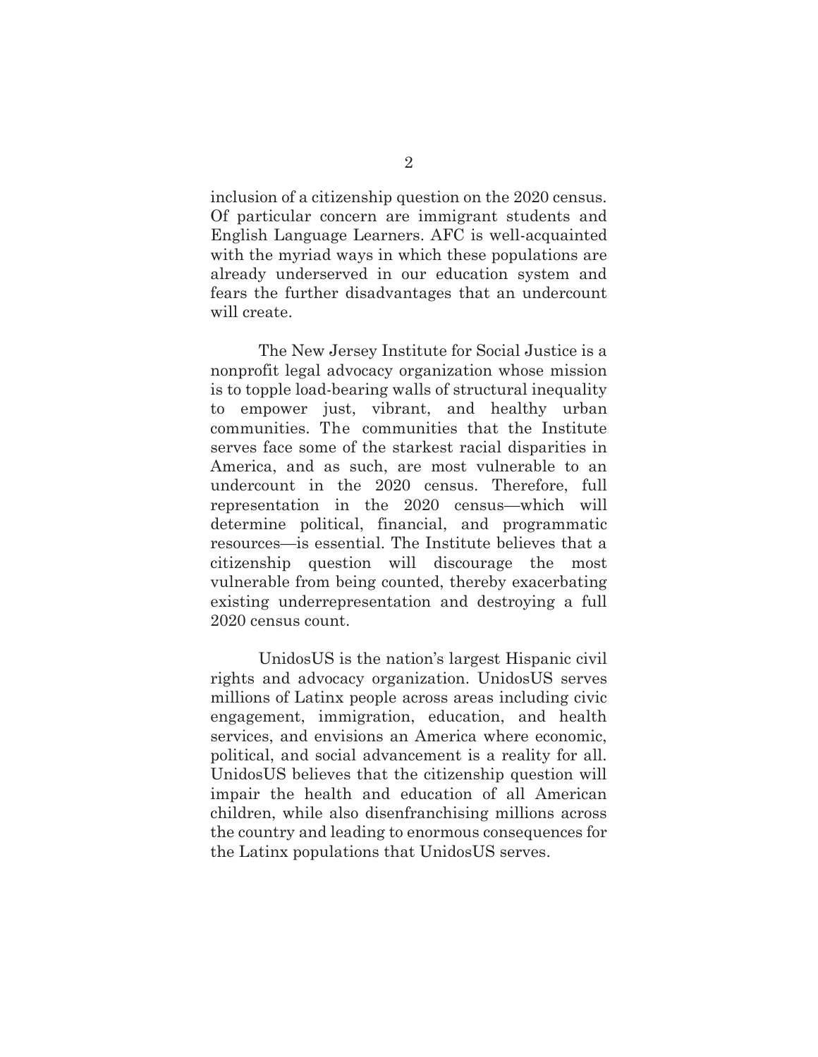inclusion of a citizenship question on the 2020 census. Of particular concern are immigrant students and English Language Learners. AFC is well-acquainted with the myriad ways in which these populations are already underserved in our education system and fears the further disadvantages that an undercount will create.

The New Jersey Institute for Social Justice is a nonprofit legal advocacy organization whose mission is to topple load-bearing walls of structural inequality to empower just, vibrant, and healthy urban communities. The communities that the Institute serves face some of the starkest racial disparities in America, and as such, are most vulnerable to an undercount in the 2020 census. Therefore, full representation in the 2020 census—which will determine political, financial, and programmatic resources—is essential. The Institute believes that a citizenship question will discourage the most vulnerable from being counted, thereby exacerbating existing underrepresentation and destroying a full 2020 census count.

UnidosUS is the nation's largest Hispanic civil rights and advocacy organization. UnidosUS serves millions of Latinx people across areas including civic engagement, immigration, education, and health services, and envisions an America where economic, political, and social advancement is a reality for all. UnidosUS believes that the citizenship question will impair the health and education of all American children, while also disenfranchising millions across the country and leading to enormous consequences for the Latinx populations that UnidosUS serves.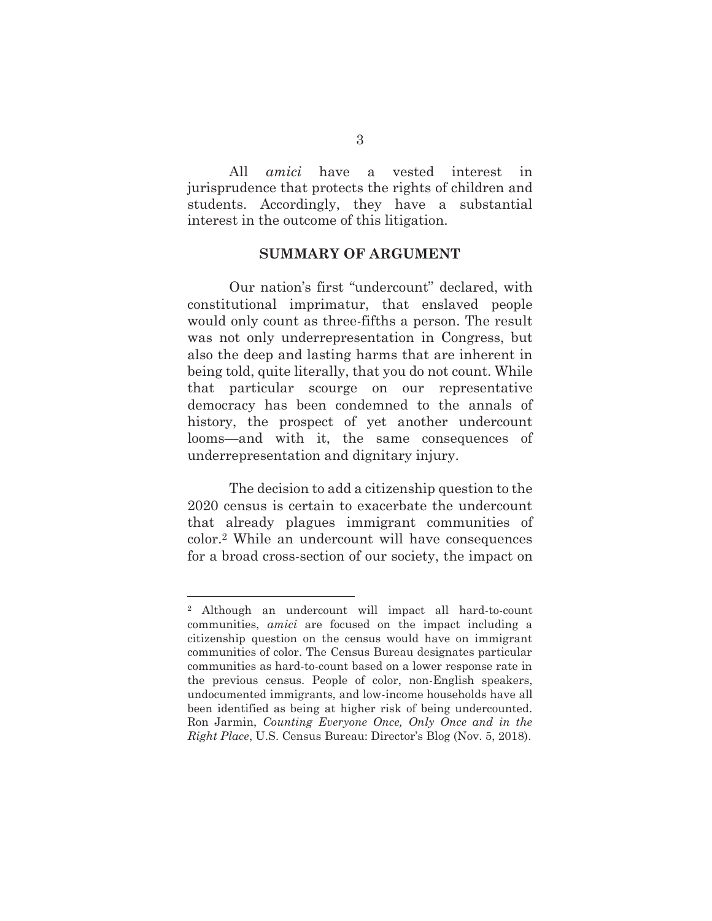All *amici* have a vested interest in jurisprudence that protects the rights of children and students. Accordingly, they have a substantial interest in the outcome of this litigation.

## SUMMARY OF ARGUMENT

Our nation's first "undercount" declared, with constitutional imprimatur, that enslaved people would only count as three-fifths a person. The result was not only underrepresentation in Congress, but also the deep and lasting harms that are inherent in being told, quite literally, that you do not count. While that particular scourge on our representative democracy has been condemned to the annals of history, the prospect of yet another undercount looms—and with it, the same consequences of underrepresentation and dignitary injury.

The decision to add a citizenship question to the 2020 census is certain to exacerbate the undercount that already plagues immigrant communities of color.[2] While an undercount will have consequences for a broad cross-section of our society, the impact on

---

[2] Although an undercount will impact all hard-to-count communities, *amici* are focused on the impact including a citizenship question on the census would have on immigrant communities of color. The Census Bureau designates particular communities as hard-to-count based on a lower response rate in the previous census. People of color, non-English speakers, undocumented immigrants, and low-income households have all been identified as being at higher risk of being undercounted. Ron Jarmin, *Counting Everyone Once, Only Once and in the Right Place*, U.S. Census Bureau: Director's Blog (Nov. 5, 2018).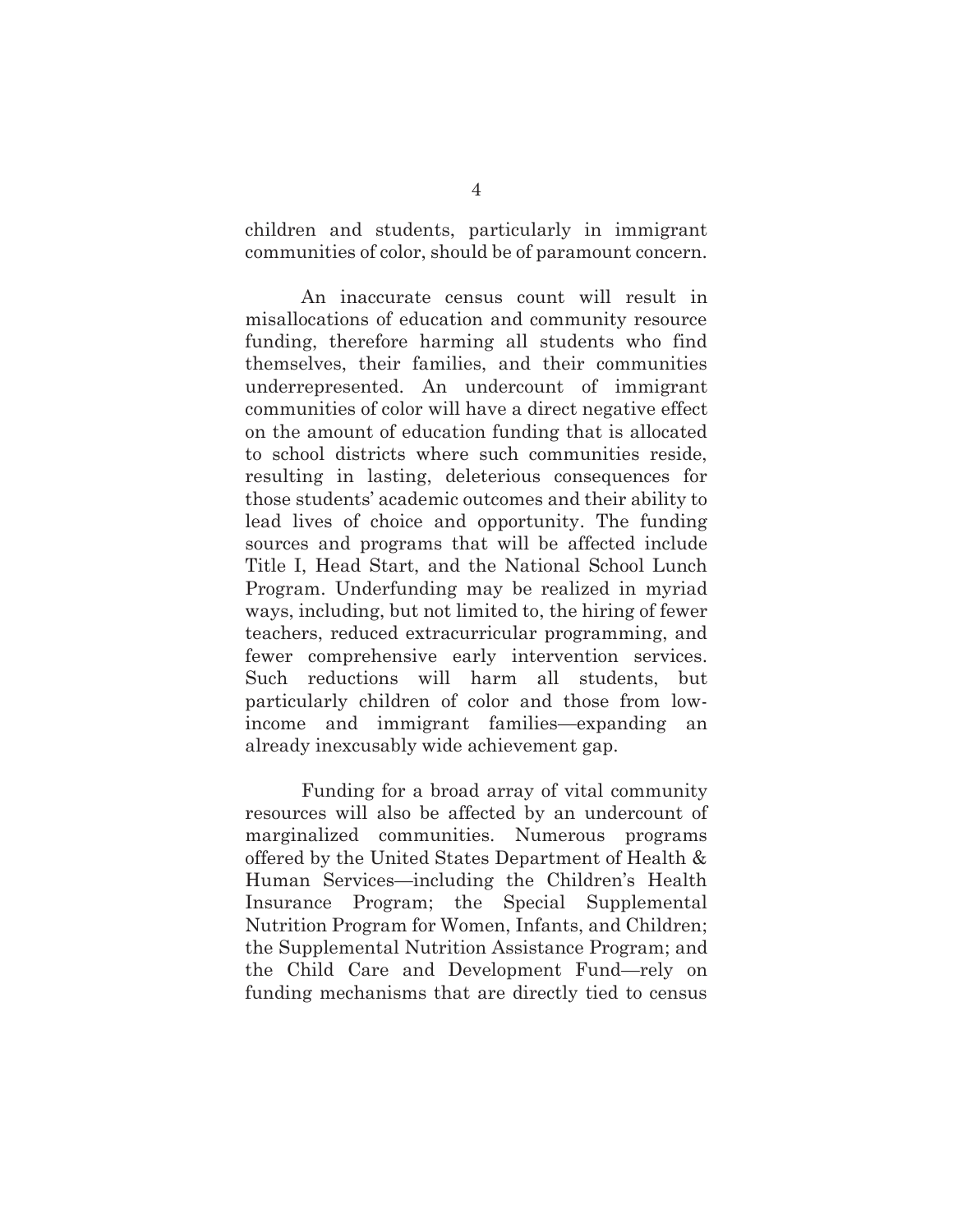children and students, particularly in immigrant communities of color, should be of paramount concern.

An inaccurate census count will result in misallocations of education and community resource funding, therefore harming all students who find themselves, their families, and their communities underrepresented. An undercount of immigrant communities of color will have a direct negative effect on the amount of education funding that is allocated to school districts where such communities reside, resulting in lasting, deleterious consequences for those students' academic outcomes and their ability to lead lives of choice and opportunity. The funding sources and programs that will be affected include Title I, Head Start, and the National School Lunch Program. Underfunding may be realized in myriad ways, including, but not limited to, the hiring of fewer teachers, reduced extracurricular programming, and fewer comprehensive early intervention services. Such reductions will harm all students, but particularly children of color and those from low-income and immigrant families—expanding an already inexcusably wide achievement gap.

Funding for a broad array of vital community resources will also be affected by an undercount of marginalized communities. Numerous programs offered by the United States Department of Health & Human Services—including the Children's Health Insurance Program; the Special Supplemental Nutrition Program for Women, Infants, and Children; the Supplemental Nutrition Assistance Program; and the Child Care and Development Fund—rely on funding mechanisms that are directly tied to census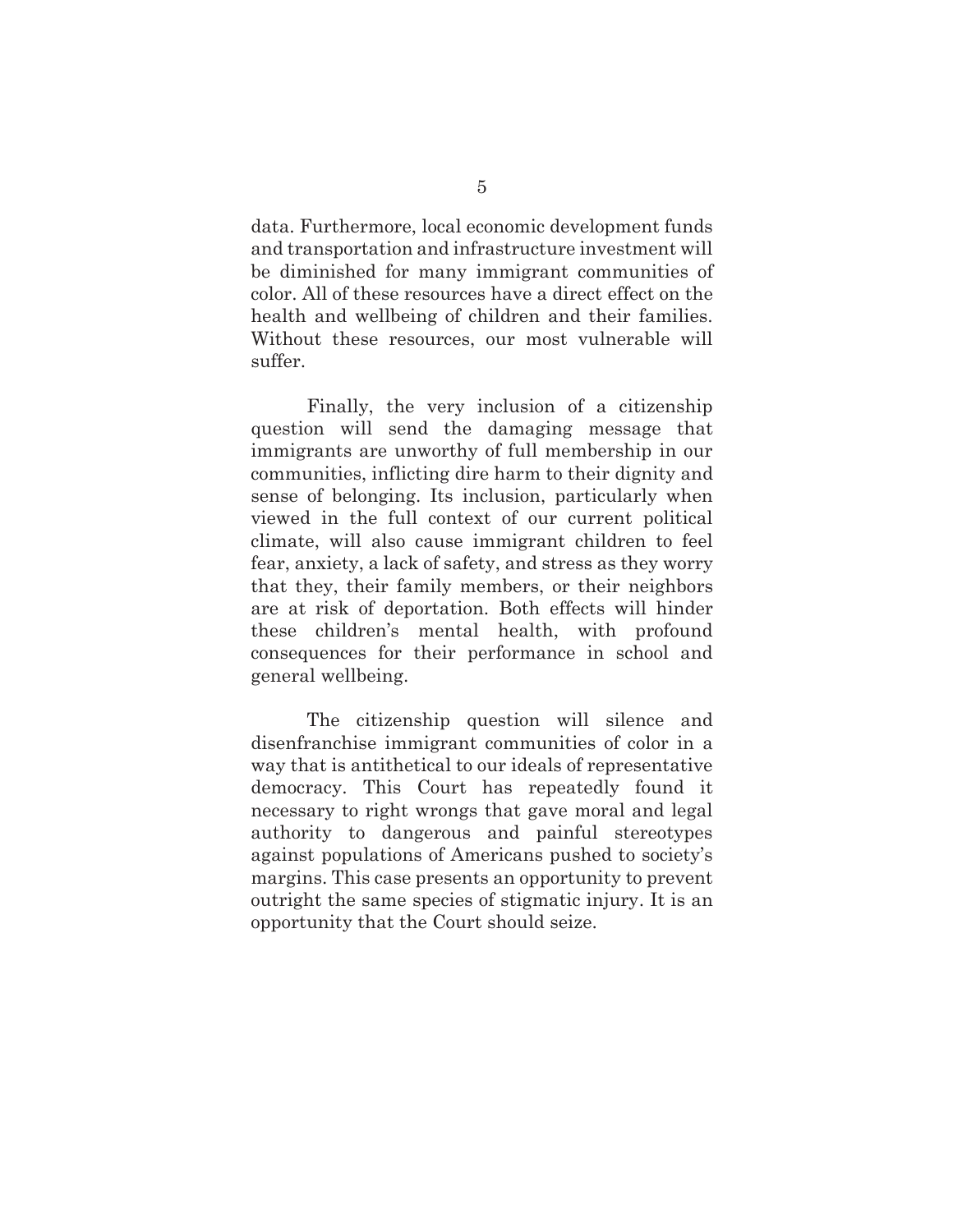data. Furthermore, local economic development funds and transportation and infrastructure investment will be diminished for many immigrant communities of color. All of these resources have a direct effect on the health and wellbeing of children and their families. Without these resources, our most vulnerable will suffer.

Finally, the very inclusion of a citizenship question will send the damaging message that immigrants are unworthy of full membership in our communities, inflicting dire harm to their dignity and sense of belonging. Its inclusion, particularly when viewed in the full context of our current political climate, will also cause immigrant children to feel fear, anxiety, a lack of safety, and stress as they worry that they, their family members, or their neighbors are at risk of deportation. Both effects will hinder these children's mental health, with profound consequences for their performance in school and general wellbeing.

The citizenship question will silence and disenfranchise immigrant communities of color in a way that is antithetical to our ideals of representative democracy. This Court has repeatedly found it necessary to right wrongs that gave moral and legal authority to dangerous and painful stereotypes against populations of Americans pushed to society's margins. This case presents an opportunity to prevent outright the same species of stigmatic injury. It is an opportunity that the Court should seize.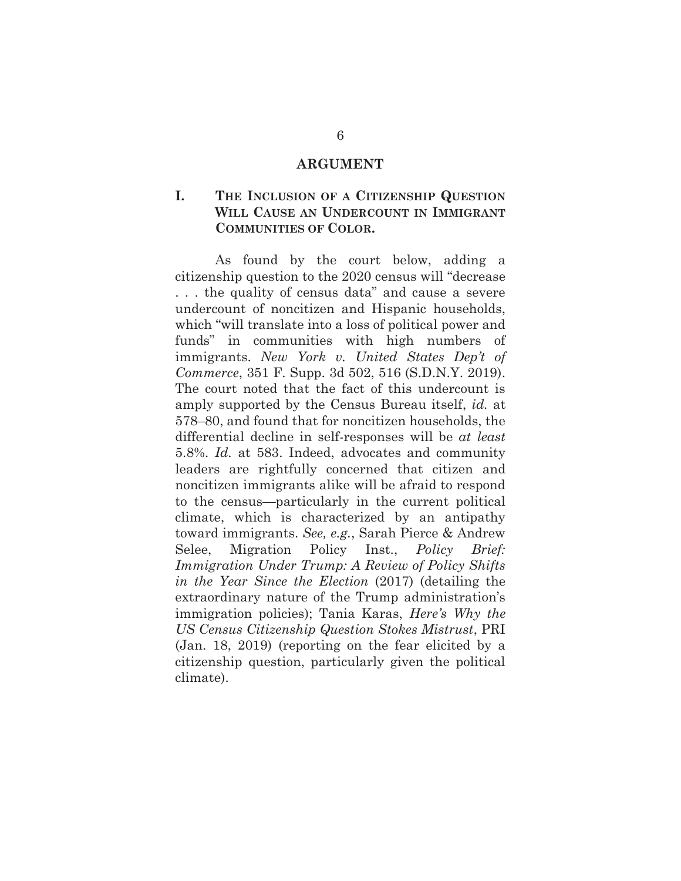## ARGUMENT

### I. THE INCLUSION OF A CITIZENSHIP QUESTION WILL CAUSE AN UNDERCOUNT IN IMMIGRANT COMMUNITIES OF COLOR.

As found by the court below, adding a citizenship question to the 2020 census will "decrease . . . the quality of census data" and cause a severe undercount of noncitizen and Hispanic households, which "will translate into a loss of political power and funds" in communities with high numbers of immigrants. *New York v. United States Dep't of Commerce*, 351 F. Supp. 3d 502, 516 (S.D.N.Y. 2019). The court noted that the fact of this undercount is amply supported by the Census Bureau itself, *id.* at 578–80, and found that for noncitizen households, the differential decline in self-responses will be *at least* 5.8%. *Id.* at 583. Indeed, advocates and community leaders are rightfully concerned that citizen and noncitizen immigrants alike will be afraid to respond to the census—particularly in the current political climate, which is characterized by an antipathy toward immigrants. *See, e.g.*, Sarah Pierce & Andrew Selee, Migration Policy Inst., *Policy Brief: Immigration Under Trump: A Review of Policy Shifts in the Year Since the Election* (2017) (detailing the extraordinary nature of the Trump administration's immigration policies); Tania Karas, *Here's Why the US Census Citizenship Question Stokes Mistrust*, PRI (Jan. 18, 2019) (reporting on the fear elicited by a citizenship question, particularly given the political climate).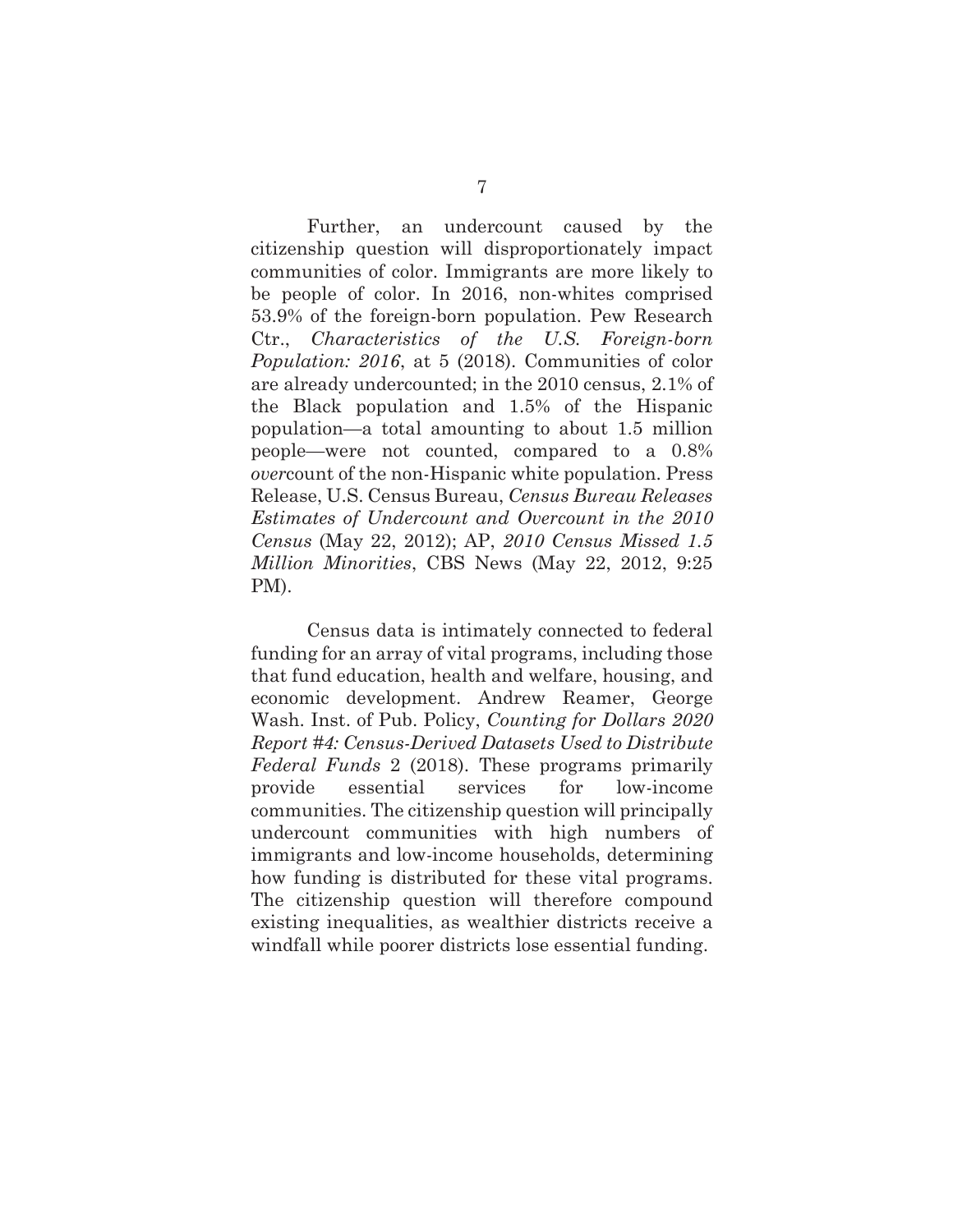Further, an undercount caused by the citizenship question will disproportionately impact communities of color. Immigrants are more likely to be people of color. In 2016, non-whites comprised 53.9% of the foreign-born population. Pew Research Ctr., *Characteristics of the U.S. Foreign-born Population: 2016*, at 5 (2018). Communities of color are already undercounted; in the 2010 census, 2.1% of the Black population and 1.5% of the Hispanic population—a total amounting to about 1.5 million people—were not counted, compared to a 0.8% *over*count of the non-Hispanic white population. Press Release, U.S. Census Bureau, *Census Bureau Releases Estimates of Undercount and Overcount in the 2010 Census* (May 22, 2012); AP, *2010 Census Missed 1.5 Million Minorities*, CBS News (May 22, 2012, 9:25 PM).

Census data is intimately connected to federal funding for an array of vital programs, including those that fund education, health and welfare, housing, and economic development. Andrew Reamer, George Wash. Inst. of Pub. Policy, *Counting for Dollars 2020 Report #4: Census-Derived Datasets Used to Distribute Federal Funds* 2 (2018). These programs primarily provide essential services for low-income communities. The citizenship question will principally undercount communities with high numbers of immigrants and low-income households, determining how funding is distributed for these vital programs. The citizenship question will therefore compound existing inequalities, as wealthier districts receive a windfall while poorer districts lose essential funding.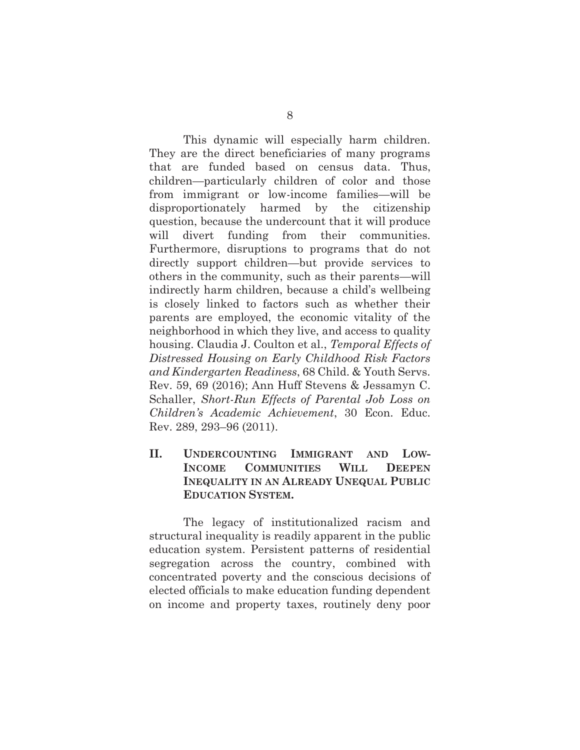This dynamic will especially harm children. They are the direct beneficiaries of many programs that are funded based on census data. Thus, children—particularly children of color and those from immigrant or low-income families—will be disproportionately harmed by the citizenship question, because the undercount that it will produce will divert funding from their communities. Furthermore, disruptions to programs that do not directly support children—but provide services to others in the community, such as their parents—will indirectly harm children, because a child's wellbeing is closely linked to factors such as whether their parents are employed, the economic vitality of the neighborhood in which they live, and access to quality housing. Claudia J. Coulton et al., *Temporal Effects of Distressed Housing on Early Childhood Risk Factors and Kindergarten Readiness*, 68 Child. & Youth Servs. Rev. 59, 69 (2016); Ann Huff Stevens & Jessamyn C. Schaller, *Short-Run Effects of Parental Job Loss on Children's Academic Achievement*, 30 Econ. Educ. Rev. 289, 293–96 (2011).

## II. UNDERCOUNTING IMMIGRANT AND LOW-INCOME COMMUNITIES WILL DEEPEN INEQUALITY IN AN ALREADY UNEQUAL PUBLIC EDUCATION SYSTEM.

The legacy of institutionalized racism and structural inequality is readily apparent in the public education system. Persistent patterns of residential segregation across the country, combined with concentrated poverty and the conscious decisions of elected officials to make education funding dependent on income and property taxes, routinely deny poor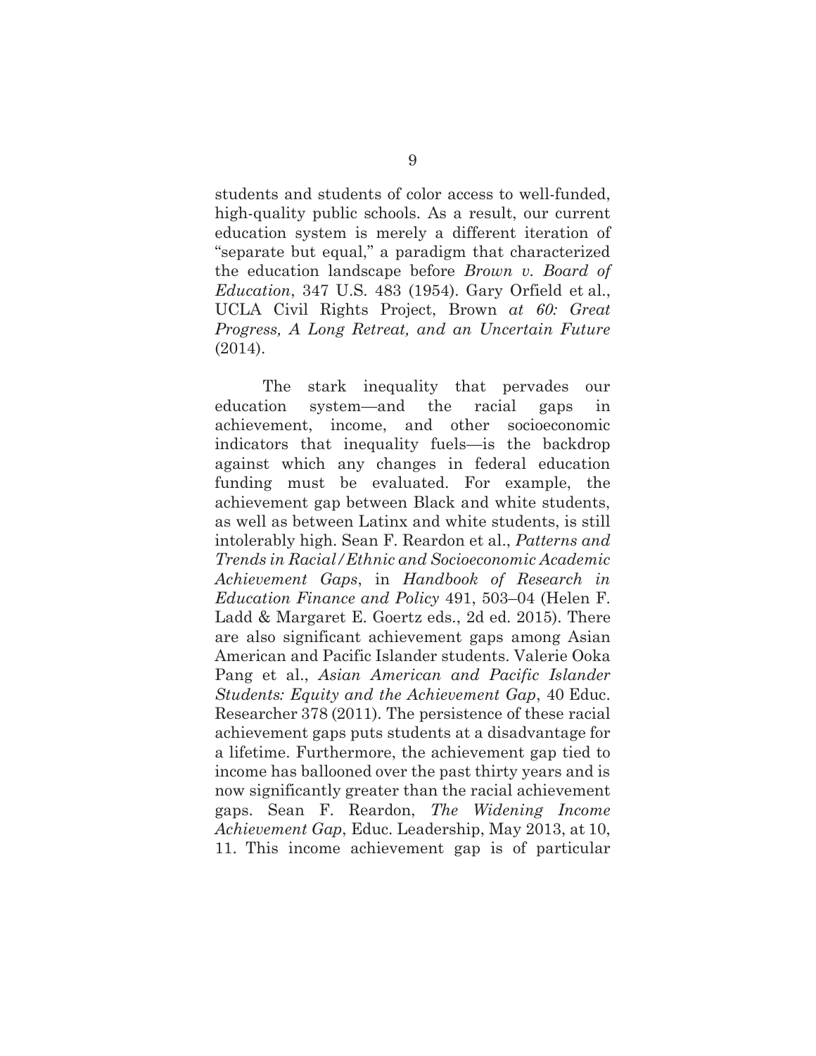students and students of color access to well-funded, high-quality public schools. As a result, our current education system is merely a different iteration of "separate but equal," a paradigm that characterized the education landscape before *Brown v. Board of Education*, 347 U.S. 483 (1954). Gary Orfield et al., UCLA Civil Rights Project, Brown *at 60: Great Progress, A Long Retreat, and an Uncertain Future* (2014).

The stark inequality that pervades our education system—and the racial gaps in achievement, income, and other socioeconomic indicators that inequality fuels—is the backdrop against which any changes in federal education funding must be evaluated. For example, the achievement gap between Black and white students, as well as between Latinx and white students, is still intolerably high. Sean F. Reardon et al., *Patterns and Trends in Racial/Ethnic and Socioeconomic Academic Achievement Gaps*, in *Handbook of Research in Education Finance and Policy* 491, 503–04 (Helen F. Ladd & Margaret E. Goertz eds., 2d ed. 2015). There are also significant achievement gaps among Asian American and Pacific Islander students. Valerie Ooka Pang et al., *Asian American and Pacific Islander Students: Equity and the Achievement Gap*, 40 Educ. Researcher 378 (2011). The persistence of these racial achievement gaps puts students at a disadvantage for a lifetime. Furthermore, the achievement gap tied to income has ballooned over the past thirty years and is now significantly greater than the racial achievement gaps. Sean F. Reardon, *The Widening Income Achievement Gap*, Educ. Leadership, May 2013, at 10, 11. This income achievement gap is of particular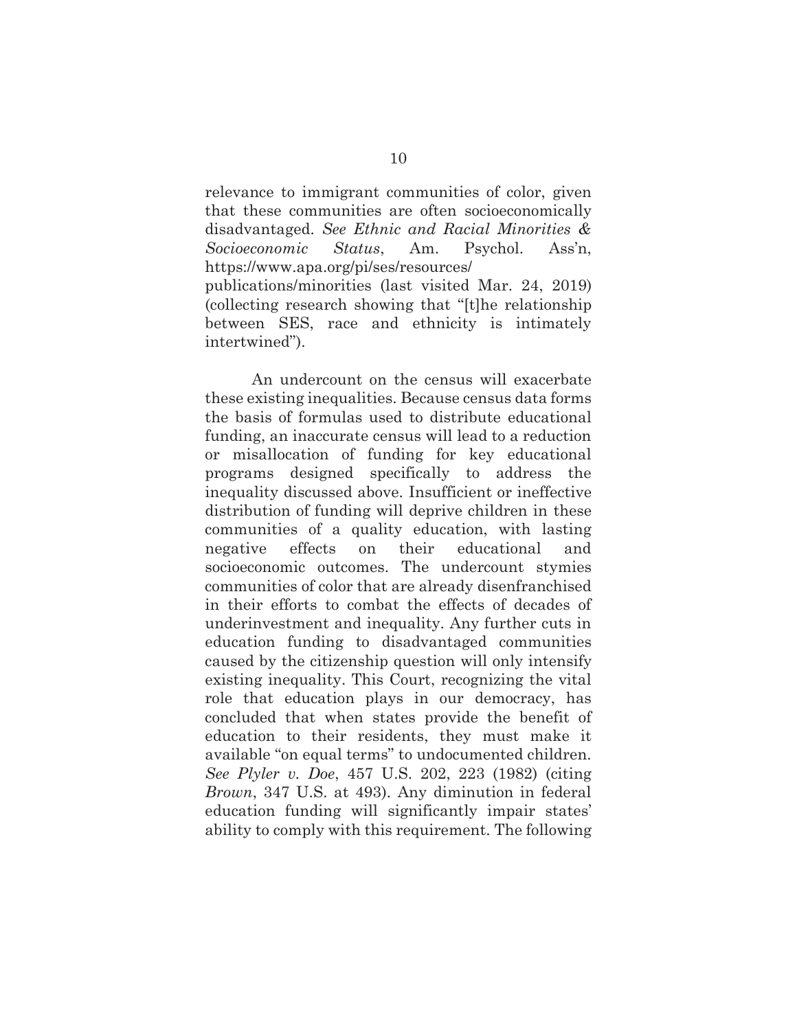relevance to immigrant communities of color, given that these communities are often socioeconomically disadvantaged. *See Ethnic and Racial Minorities & Socioeconomic Status*, Am. Psychol. Ass'n, https://www.apa.org/pi/ses/resources/publications/minorities (last visited Mar. 24, 2019) (collecting research showing that "[t]he relationship between SES, race and ethnicity is intimately intertwined").

An undercount on the census will exacerbate these existing inequalities. Because census data forms the basis of formulas used to distribute educational funding, an inaccurate census will lead to a reduction or misallocation of funding for key educational programs designed specifically to address the inequality discussed above. Insufficient or ineffective distribution of funding will deprive children in these communities of a quality education, with lasting negative effects on their educational and socioeconomic outcomes. The undercount stymies communities of color that are already disenfranchised in their efforts to combat the effects of decades of underinvestment and inequality. Any further cuts in education funding to disadvantaged communities caused by the citizenship question will only intensify existing inequality. This Court, recognizing the vital role that education plays in our democracy, has concluded that when states provide the benefit of education to their residents, they must make it available "on equal terms" to undocumented children. *See Plyler v. Doe*, 457 U.S. 202, 223 (1982) (citing *Brown*, 347 U.S. at 493). Any diminution in federal education funding will significantly impair states' ability to comply with this requirement. The following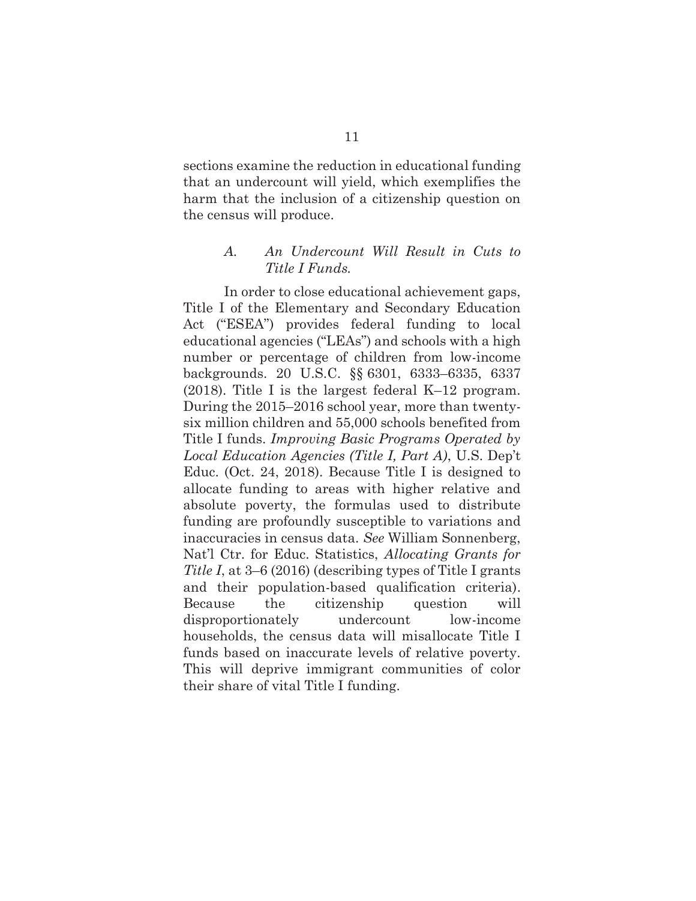sections examine the reduction in educational funding that an undercount will yield, which exemplifies the harm that the inclusion of a citizenship question on the census will produce.

### *A. An Undercount Will Result in Cuts to Title I Funds.*

In order to close educational achievement gaps, Title I of the Elementary and Secondary Education Act ("ESEA") provides federal funding to local educational agencies ("LEAs") and schools with a high number or percentage of children from low-income backgrounds. 20 U.S.C. §§ 6301, 6333–6335, 6337 (2018). Title I is the largest federal K–12 program. During the 2015–2016 school year, more than twenty-six million children and 55,000 schools benefited from Title I funds. *Improving Basic Programs Operated by Local Education Agencies (Title I, Part A)*, U.S. Dep't Educ. (Oct. 24, 2018). Because Title I is designed to allocate funding to areas with higher relative and absolute poverty, the formulas used to distribute funding are profoundly susceptible to variations and inaccuracies in census data. *See* William Sonnenberg, Nat'l Ctr. for Educ. Statistics, *Allocating Grants for Title I*, at 3–6 (2016) (describing types of Title I grants and their population-based qualification criteria). Because the citizenship question will disproportionately undercount low-income households, the census data will misallocate Title I funds based on inaccurate levels of relative poverty. This will deprive immigrant communities of color their share of vital Title I funding.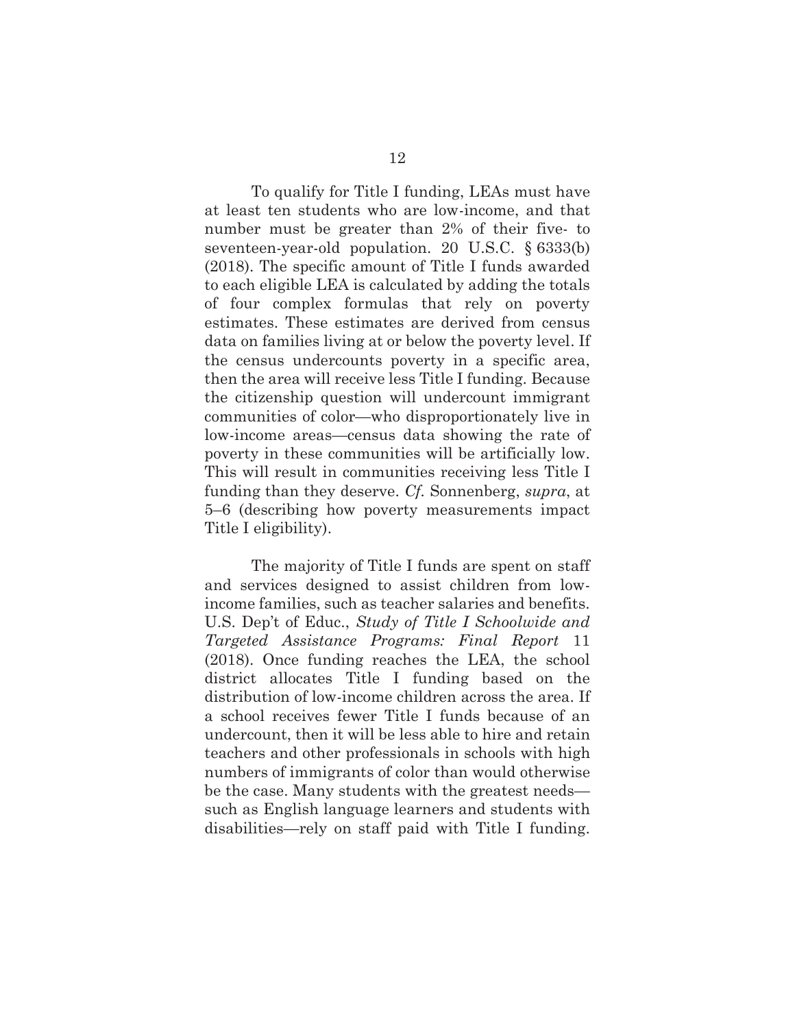To qualify for Title I funding, LEAs must have at least ten students who are low-income, and that number must be greater than 2% of their five- to seventeen-year-old population. 20 U.S.C. § 6333(b) (2018). The specific amount of Title I funds awarded to each eligible LEA is calculated by adding the totals of four complex formulas that rely on poverty estimates. These estimates are derived from census data on families living at or below the poverty level. If the census undercounts poverty in a specific area, then the area will receive less Title I funding. Because the citizenship question will undercount immigrant communities of color—who disproportionately live in low-income areas—census data showing the rate of poverty in these communities will be artificially low. This will result in communities receiving less Title I funding than they deserve. *Cf.* Sonnenberg, *supra*, at 5–6 (describing how poverty measurements impact Title I eligibility).

The majority of Title I funds are spent on staff and services designed to assist children from low-income families, such as teacher salaries and benefits. U.S. Dep't of Educ., *Study of Title I Schoolwide and Targeted Assistance Programs: Final Report* 11 (2018). Once funding reaches the LEA, the school district allocates Title I funding based on the distribution of low-income children across the area. If a school receives fewer Title I funds because of an undercount, then it will be less able to hire and retain teachers and other professionals in schools with high numbers of immigrants of color than would otherwise be the case. Many students with the greatest needs—such as English language learners and students with disabilities—rely on staff paid with Title I funding.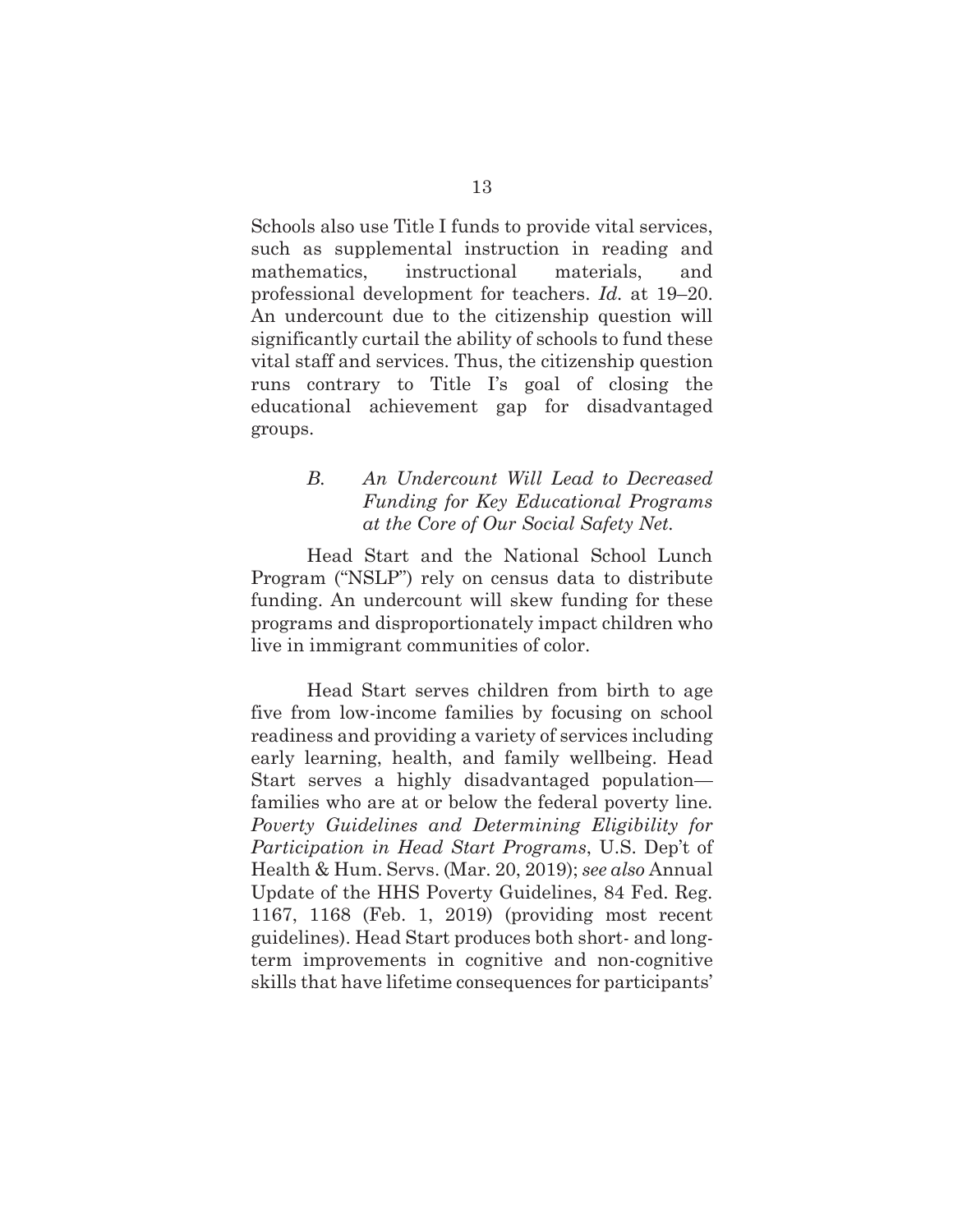Schools also use Title I funds to provide vital services, such as supplemental instruction in reading and mathematics, instructional materials, and professional development for teachers. *Id.* at 19–20. An undercount due to the citizenship question will significantly curtail the ability of schools to fund these vital staff and services. Thus, the citizenship question runs contrary to Title I's goal of closing the educational achievement gap for disadvantaged groups.

### *B. An Undercount Will Lead to Decreased Funding for Key Educational Programs at the Core of Our Social Safety Net.*

Head Start and the National School Lunch Program ("NSLP") rely on census data to distribute funding. An undercount will skew funding for these programs and disproportionately impact children who live in immigrant communities of color.

Head Start serves children from birth to age five from low-income families by focusing on school readiness and providing a variety of services including early learning, health, and family wellbeing. Head Start serves a highly disadvantaged population—families who are at or below the federal poverty line. *Poverty Guidelines and Determining Eligibility for Participation in Head Start Programs*, U.S. Dep't of Health & Hum. Servs. (Mar. 20, 2019); *see also* Annual Update of the HHS Poverty Guidelines, 84 Fed. Reg. 1167, 1168 (Feb. 1, 2019) (providing most recent guidelines). Head Start produces both short- and long-term improvements in cognitive and non-cognitive skills that have lifetime consequences for participants'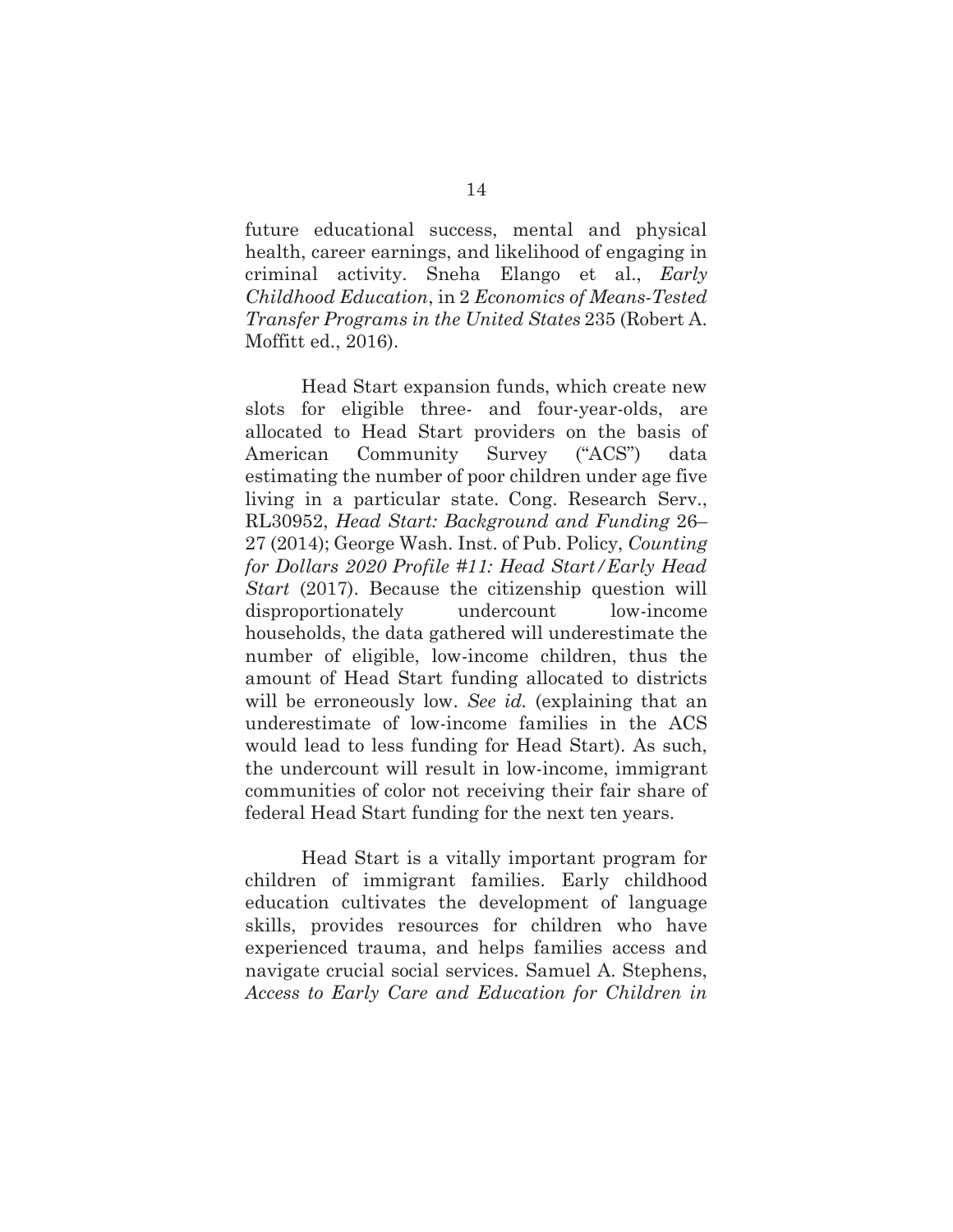future educational success, mental and physical health, career earnings, and likelihood of engaging in criminal activity. Sneha Elango et al., *Early Childhood Education*, in 2 *Economics of Means-Tested Transfer Programs in the United States* 235 (Robert A. Moffitt ed., 2016).

Head Start expansion funds, which create new slots for eligible three- and four-year-olds, are allocated to Head Start providers on the basis of American Community Survey ("ACS") data estimating the number of poor children under age five living in a particular state. Cong. Research Serv., RL30952, *Head Start: Background and Funding* 26–27 (2014); George Wash. Inst. of Pub. Policy, *Counting for Dollars 2020 Profile #11: Head Start/Early Head Start* (2017). Because the citizenship question will disproportionately undercount low-income households, the data gathered will underestimate the number of eligible, low-income children, thus the amount of Head Start funding allocated to districts will be erroneously low. *See id.* (explaining that an underestimate of low-income families in the ACS would lead to less funding for Head Start). As such, the undercount will result in low-income, immigrant communities of color not receiving their fair share of federal Head Start funding for the next ten years.

Head Start is a vitally important program for children of immigrant families. Early childhood education cultivates the development of language skills, provides resources for children who have experienced trauma, and helps families access and navigate crucial social services. Samuel A. Stephens, *Access to Early Care and Education for Children in*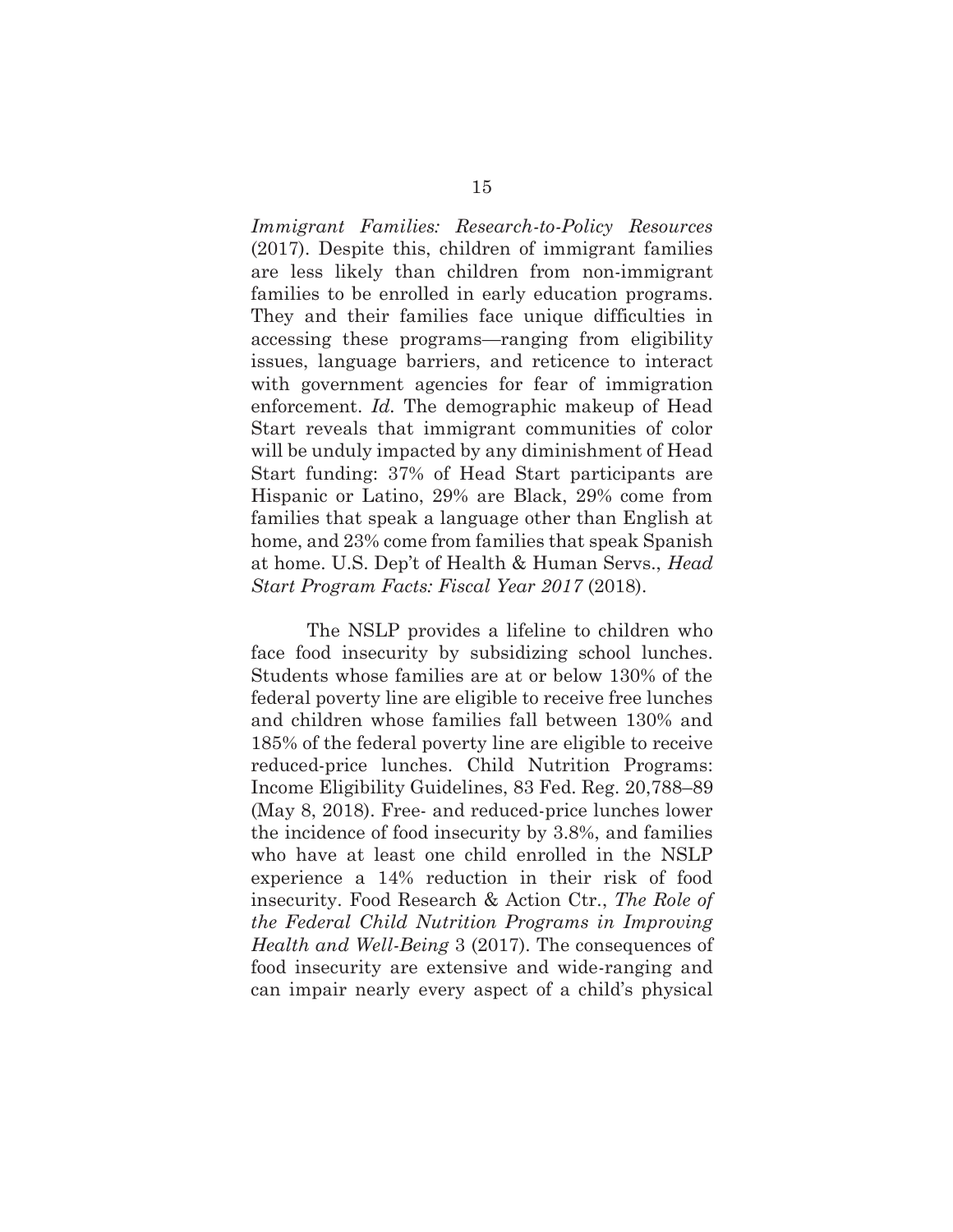*Immigrant Families: Research-to-Policy Resources* (2017). Despite this, children of immigrant families are less likely than children from non-immigrant families to be enrolled in early education programs. They and their families face unique difficulties in accessing these programs—ranging from eligibility issues, language barriers, and reticence to interact with government agencies for fear of immigration enforcement. *Id.* The demographic makeup of Head Start reveals that immigrant communities of color will be unduly impacted by any diminishment of Head Start funding: 37% of Head Start participants are Hispanic or Latino, 29% are Black, 29% come from families that speak a language other than English at home, and 23% come from families that speak Spanish at home. U.S. Dep't of Health & Human Servs., *Head Start Program Facts: Fiscal Year 2017* (2018).

The NSLP provides a lifeline to children who face food insecurity by subsidizing school lunches. Students whose families are at or below 130% of the federal poverty line are eligible to receive free lunches and children whose families fall between 130% and 185% of the federal poverty line are eligible to receive reduced-price lunches. Child Nutrition Programs: Income Eligibility Guidelines, 83 Fed. Reg. 20,788–89 (May 8, 2018). Free- and reduced-price lunches lower the incidence of food insecurity by 3.8%, and families who have at least one child enrolled in the NSLP experience a 14% reduction in their risk of food insecurity. Food Research & Action Ctr., *The Role of the Federal Child Nutrition Programs in Improving Health and Well-Being* 3 (2017). The consequences of food insecurity are extensive and wide-ranging and can impair nearly every aspect of a child's physical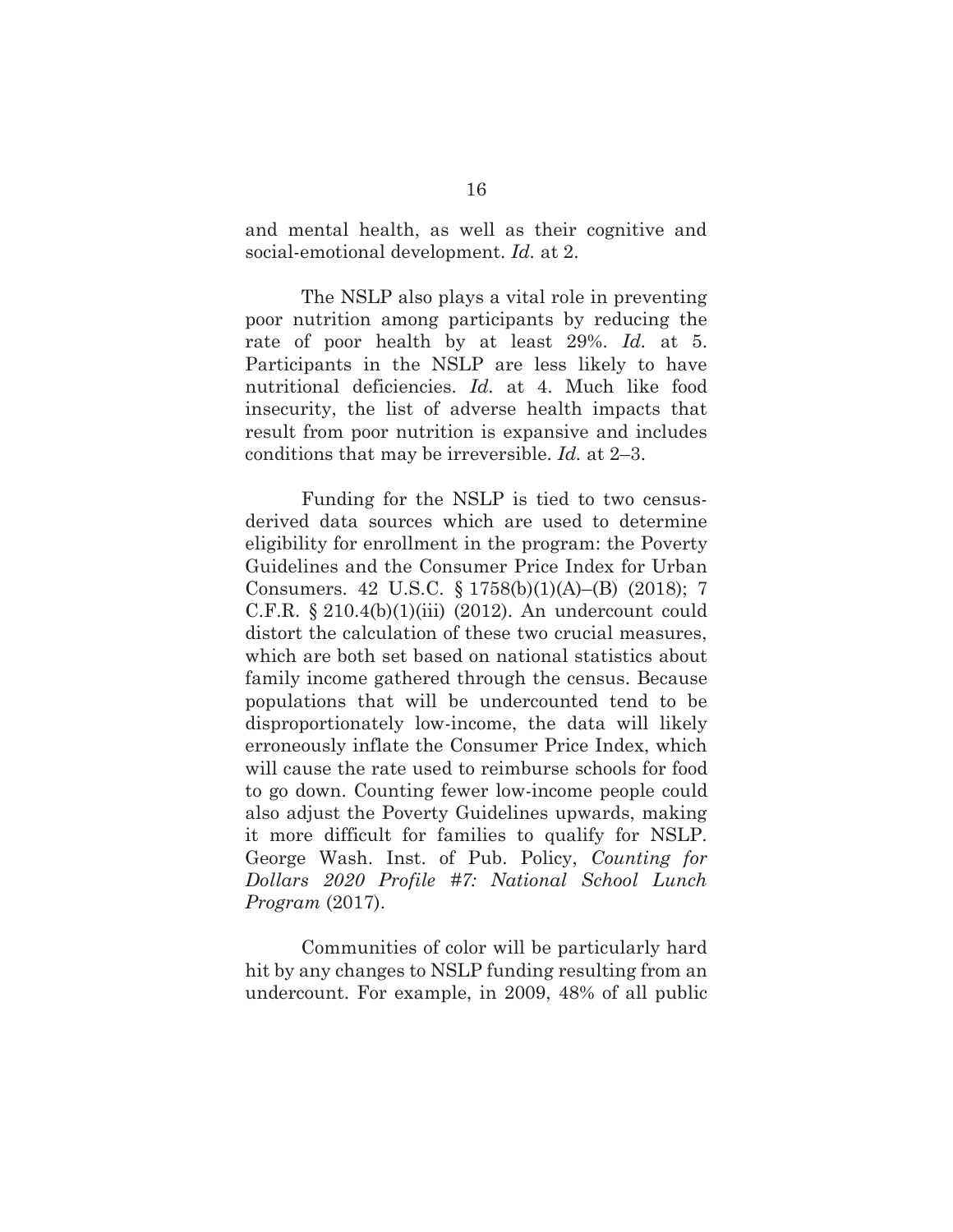and mental health, as well as their cognitive and social-emotional development. *Id.* at 2.

The NSLP also plays a vital role in preventing poor nutrition among participants by reducing the rate of poor health by at least 29%. *Id.* at 5. Participants in the NSLP are less likely to have nutritional deficiencies. *Id.* at 4. Much like food insecurity, the list of adverse health impacts that result from poor nutrition is expansive and includes conditions that may be irreversible. *Id.* at 2–3.

Funding for the NSLP is tied to two census-derived data sources which are used to determine eligibility for enrollment in the program: the Poverty Guidelines and the Consumer Price Index for Urban Consumers. 42 U.S.C. § 1758(b)(1)(A)–(B) (2018); 7 C.F.R. § 210.4(b)(1)(iii) (2012). An undercount could distort the calculation of these two crucial measures, which are both set based on national statistics about family income gathered through the census. Because populations that will be undercounted tend to be disproportionately low-income, the data will likely erroneously inflate the Consumer Price Index, which will cause the rate used to reimburse schools for food to go down. Counting fewer low-income people could also adjust the Poverty Guidelines upwards, making it more difficult for families to qualify for NSLP. George Wash. Inst. of Pub. Policy, *Counting for Dollars 2020 Profile #7: National School Lunch Program* (2017).

Communities of color will be particularly hard hit by any changes to NSLP funding resulting from an undercount. For example, in 2009, 48% of all public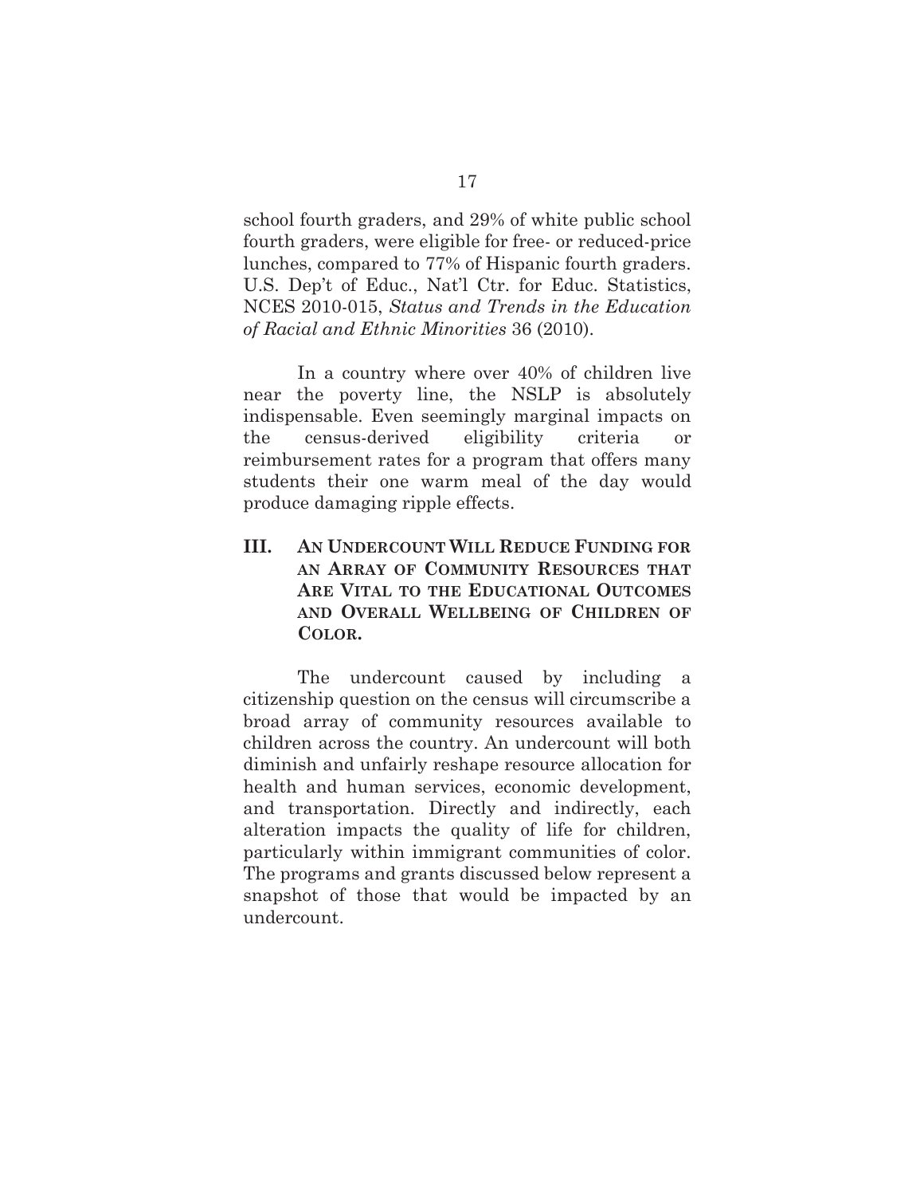school fourth graders, and 29% of white public school fourth graders, were eligible for free- or reduced-price lunches, compared to 77% of Hispanic fourth graders. U.S. Dep't of Educ., Nat'l Ctr. for Educ. Statistics, NCES 2010-015, *Status and Trends in the Education of Racial and Ethnic Minorities* 36 (2010).

In a country where over 40% of children live near the poverty line, the NSLP is absolutely indispensable. Even seemingly marginal impacts on the census-derived eligibility criteria or reimbursement rates for a program that offers many students their one warm meal of the day would produce damaging ripple effects.

## III. An Undercount Will Reduce Funding for an Array of Community Resources that Are Vital to the Educational Outcomes and Overall Wellbeing of Children of Color.

The undercount caused by including a citizenship question on the census will circumscribe a broad array of community resources available to children across the country. An undercount will both diminish and unfairly reshape resource allocation for health and human services, economic development, and transportation. Directly and indirectly, each alteration impacts the quality of life for children, particularly within immigrant communities of color. The programs and grants discussed below represent a snapshot of those that would be impacted by an undercount.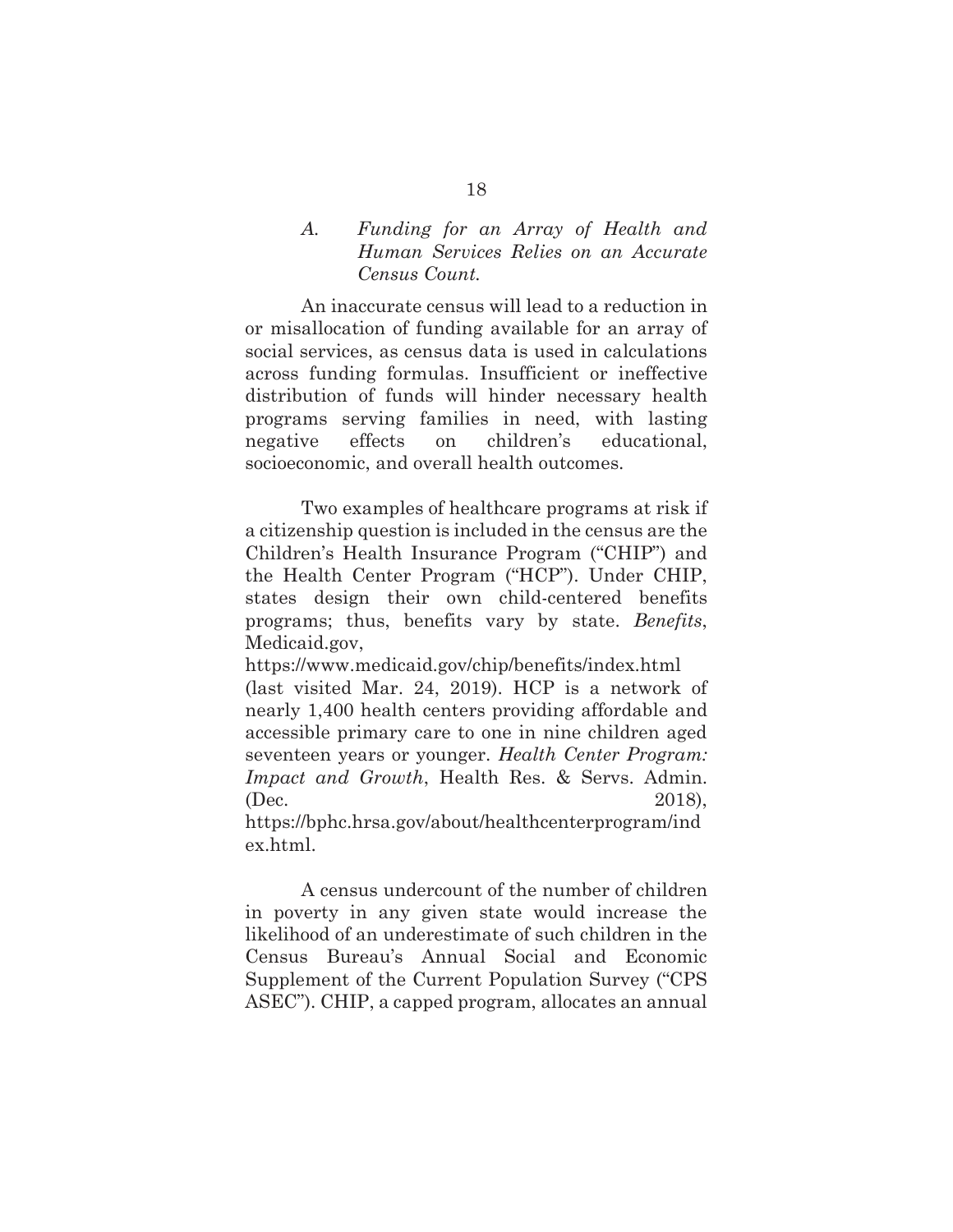### *A. Funding for an Array of Health and Human Services Relies on an Accurate Census Count.*

An inaccurate census will lead to a reduction in or misallocation of funding available for an array of social services, as census data is used in calculations across funding formulas. Insufficient or ineffective distribution of funds will hinder necessary health programs serving families in need, with lasting negative effects on children's educational, socioeconomic, and overall health outcomes.

Two examples of healthcare programs at risk if a citizenship question is included in the census are the Children's Health Insurance Program ("CHIP") and the Health Center Program ("HCP"). Under CHIP, states design their own child-centered benefits programs; thus, benefits vary by state. *Benefits*, Medicaid.gov, https://www.medicaid.gov/chip/benefits/index.html (last visited Mar. 24, 2019). HCP is a network of nearly 1,400 health centers providing affordable and accessible primary care to one in nine children aged seventeen years or younger. *Health Center Program: Impact and Growth*, Health Res. & Servs. Admin. (Dec. 2018), https://bphc.hrsa.gov/about/healthcenterprogram/index.html.

A census undercount of the number of children in poverty in any given state would increase the likelihood of an underestimate of such children in the Census Bureau's Annual Social and Economic Supplement of the Current Population Survey ("CPS ASEC"). CHIP, a capped program, allocates an annual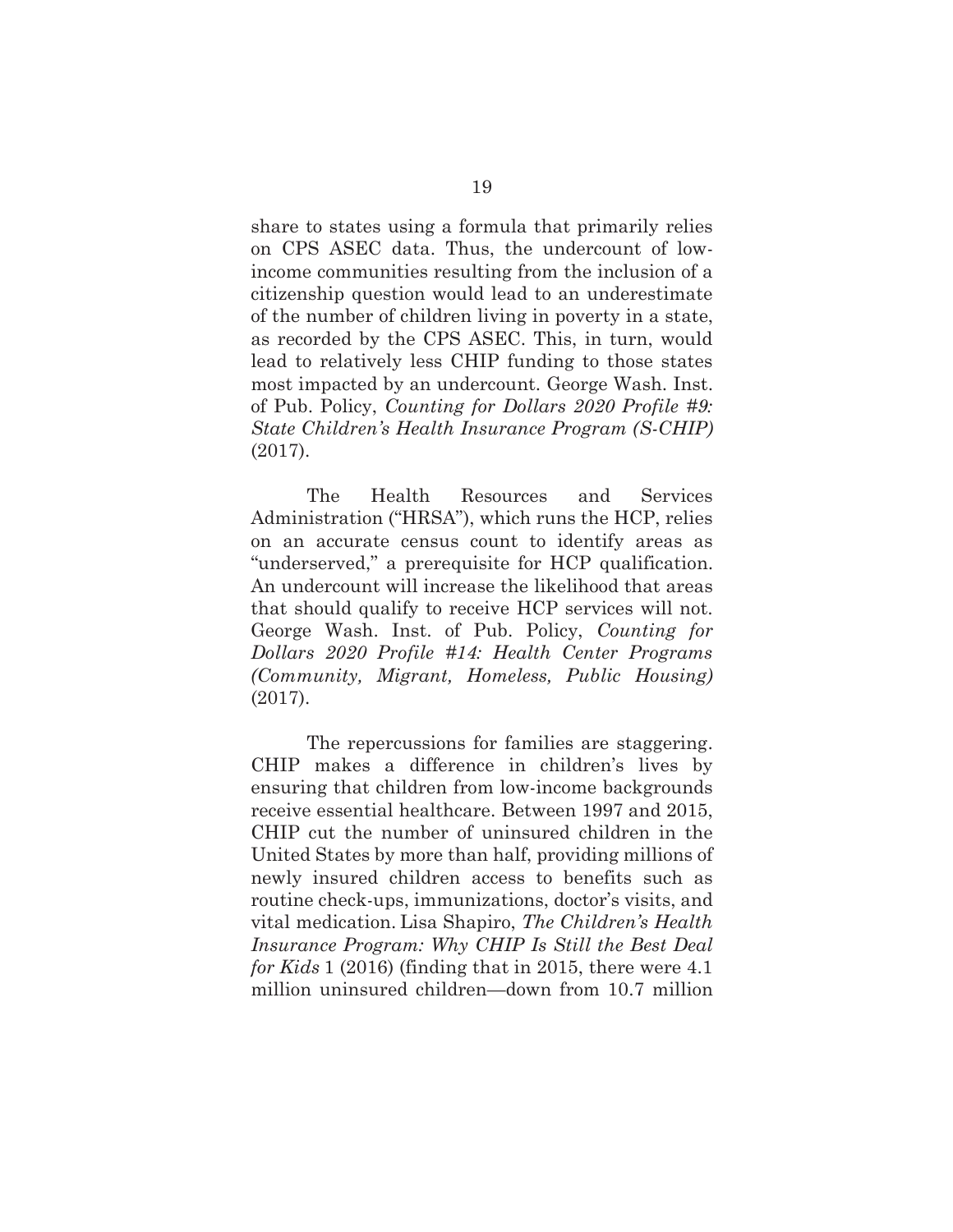share to states using a formula that primarily relies on CPS ASEC data. Thus, the undercount of low-income communities resulting from the inclusion of a citizenship question would lead to an underestimate of the number of children living in poverty in a state, as recorded by the CPS ASEC. This, in turn, would lead to relatively less CHIP funding to those states most impacted by an undercount. George Wash. Inst. of Pub. Policy, *Counting for Dollars 2020 Profile #9: State Children's Health Insurance Program (S-CHIP)* (2017).

The Health Resources and Services Administration ("HRSA"), which runs the HCP, relies on an accurate census count to identify areas as "underserved," a prerequisite for HCP qualification. An undercount will increase the likelihood that areas that should qualify to receive HCP services will not. George Wash. Inst. of Pub. Policy, *Counting for Dollars 2020 Profile #14: Health Center Programs (Community, Migrant, Homeless, Public Housing)* (2017).

The repercussions for families are staggering. CHIP makes a difference in children's lives by ensuring that children from low-income backgrounds receive essential healthcare. Between 1997 and 2015, CHIP cut the number of uninsured children in the United States by more than half, providing millions of newly insured children access to benefits such as routine check-ups, immunizations, doctor's visits, and vital medication. Lisa Shapiro, *The Children's Health Insurance Program: Why CHIP Is Still the Best Deal for Kids* 1 (2016) (finding that in 2015, there were 4.1 million uninsured children—down from 10.7 million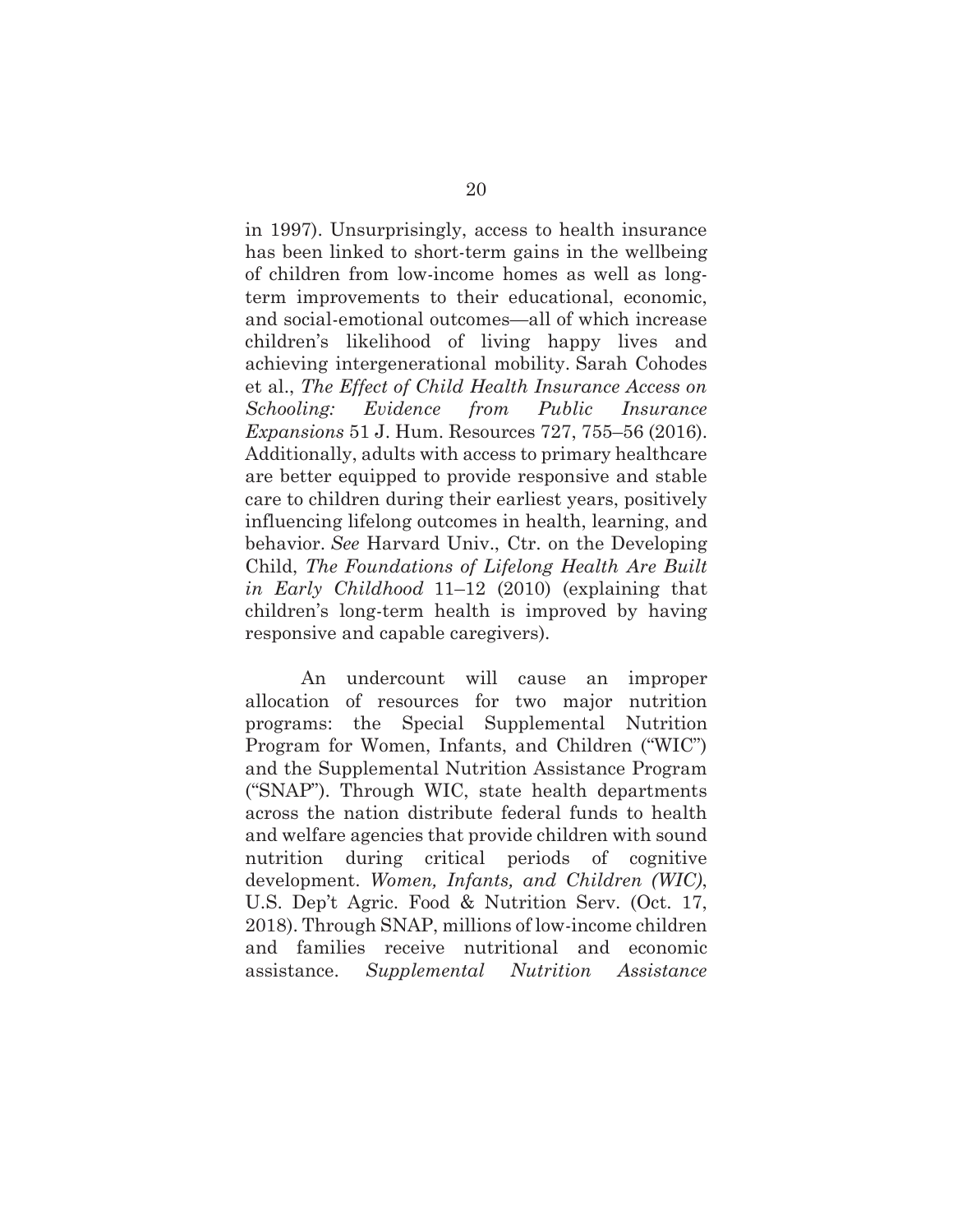in 1997). Unsurprisingly, access to health insurance has been linked to short-term gains in the wellbeing of children from low-income homes as well as long-term improvements to their educational, economic, and social-emotional outcomes—all of which increase children's likelihood of living happy lives and achieving intergenerational mobility. Sarah Cohodes et al., *The Effect of Child Health Insurance Access on Schooling: Evidence from Public Insurance Expansions* 51 J. Hum. Resources 727, 755–56 (2016). Additionally, adults with access to primary healthcare are better equipped to provide responsive and stable care to children during their earliest years, positively influencing lifelong outcomes in health, learning, and behavior. *See* Harvard Univ., Ctr. on the Developing Child, *The Foundations of Lifelong Health Are Built in Early Childhood* 11–12 (2010) (explaining that children's long-term health is improved by having responsive and capable caregivers).

An undercount will cause an improper allocation of resources for two major nutrition programs: the Special Supplemental Nutrition Program for Women, Infants, and Children ("WIC") and the Supplemental Nutrition Assistance Program ("SNAP"). Through WIC, state health departments across the nation distribute federal funds to health and welfare agencies that provide children with sound nutrition during critical periods of cognitive development. *Women, Infants, and Children (WIC)*, U.S. Dep't Agric. Food & Nutrition Serv. (Oct. 17, 2018). Through SNAP, millions of low-income children and families receive nutritional and economic assistance. *Supplemental Nutrition Assistance*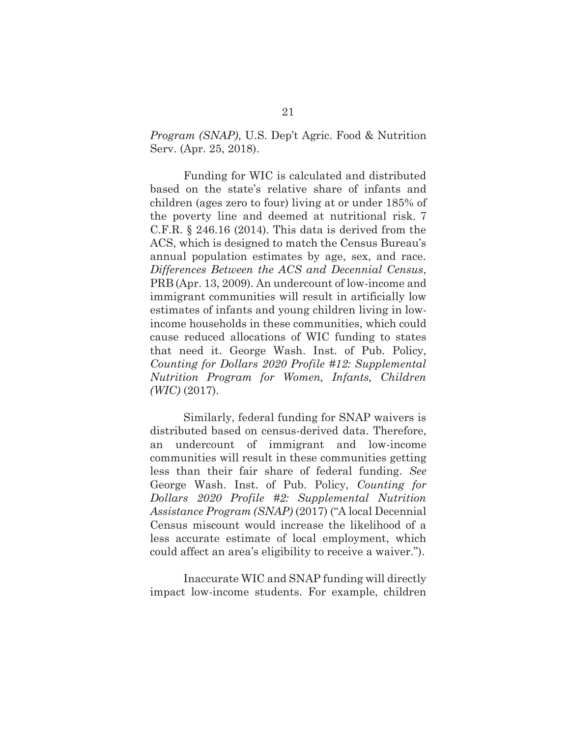*Program (SNAP)*, U.S. Dep't Agric. Food & Nutrition Serv. (Apr. 25, 2018).

Funding for WIC is calculated and distributed based on the state's relative share of infants and children (ages zero to four) living at or under 185% of the poverty line and deemed at nutritional risk. 7 C.F.R. § 246.16 (2014). This data is derived from the ACS, which is designed to match the Census Bureau's annual population estimates by age, sex, and race. *Differences Between the ACS and Decennial Census*, PRB (Apr. 13, 2009). An undercount of low-income and immigrant communities will result in artificially low estimates of infants and young children living in low-income households in these communities, which could cause reduced allocations of WIC funding to states that need it. George Wash. Inst. of Pub. Policy, *Counting for Dollars 2020 Profile #12: Supplemental Nutrition Program for Women, Infants, Children (WIC)* (2017).

Similarly, federal funding for SNAP waivers is distributed based on census-derived data. Therefore, an undercount of immigrant and low-income communities will result in these communities getting less than their fair share of federal funding. *See* George Wash. Inst. of Pub. Policy, *Counting for Dollars 2020 Profile #2: Supplemental Nutrition Assistance Program (SNAP)* (2017) ("A local Decennial Census miscount would increase the likelihood of a less accurate estimate of local employment, which could affect an area's eligibility to receive a waiver.").

Inaccurate WIC and SNAP funding will directly impact low-income students. For example, children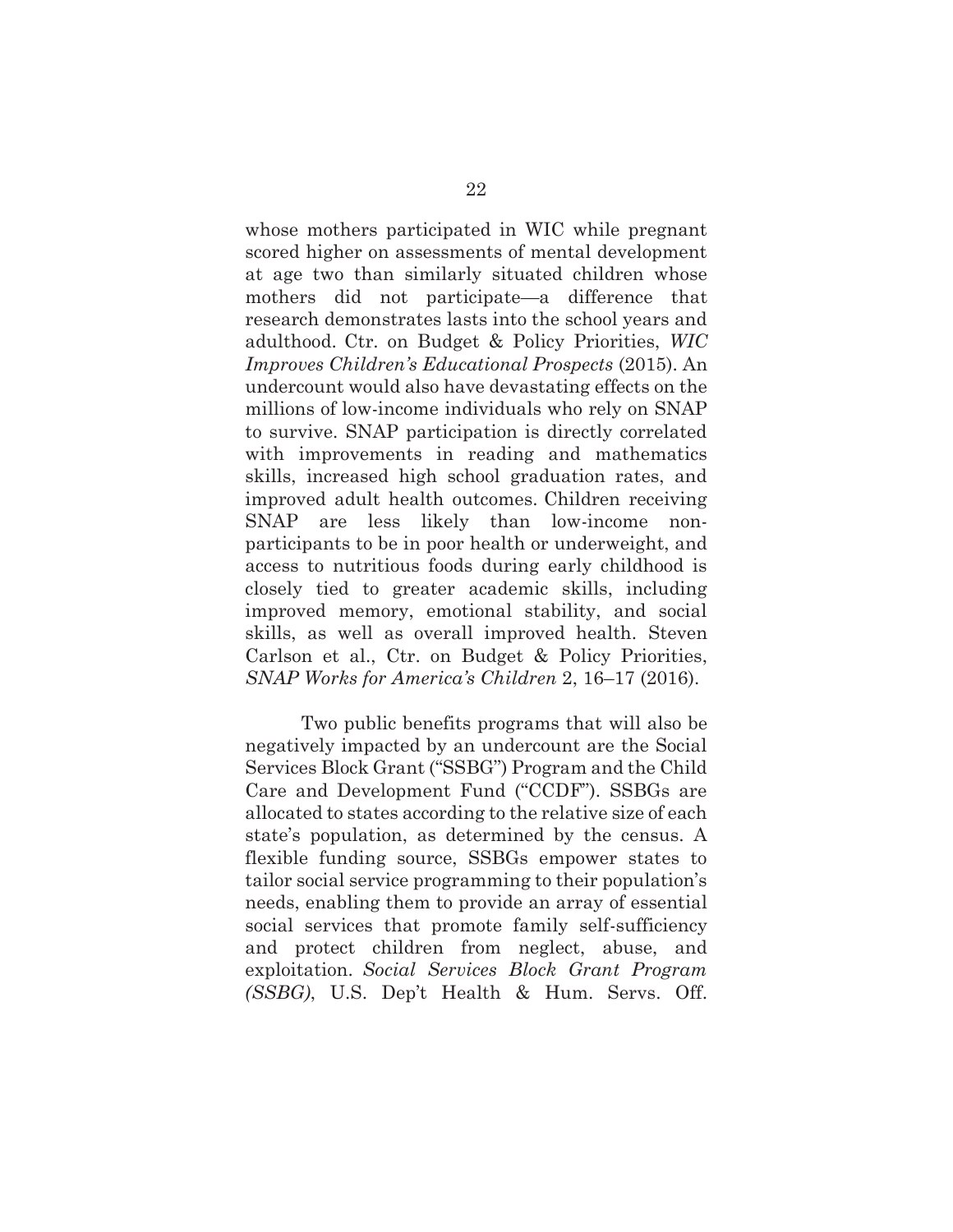whose mothers participated in WIC while pregnant scored higher on assessments of mental development at age two than similarly situated children whose mothers did not participate—a difference that research demonstrates lasts into the school years and adulthood. Ctr. on Budget & Policy Priorities, *WIC Improves Children's Educational Prospects* (2015). An undercount would also have devastating effects on the millions of low-income individuals who rely on SNAP to survive. SNAP participation is directly correlated with improvements in reading and mathematics skills, increased high school graduation rates, and improved adult health outcomes. Children receiving SNAP are less likely than low-income non-participants to be in poor health or underweight, and access to nutritious foods during early childhood is closely tied to greater academic skills, including improved memory, emotional stability, and social skills, as well as overall improved health. Steven Carlson et al., Ctr. on Budget & Policy Priorities, *SNAP Works for America's Children* 2, 16–17 (2016).

Two public benefits programs that will also be negatively impacted by an undercount are the Social Services Block Grant ("SSBG") Program and the Child Care and Development Fund ("CCDF"). SSBGs are allocated to states according to the relative size of each state's population, as determined by the census. A flexible funding source, SSBGs empower states to tailor social service programming to their population's needs, enabling them to provide an array of essential social services that promote family self-sufficiency and protect children from neglect, abuse, and exploitation. *Social Services Block Grant Program (SSBG)*, U.S. Dep't Health & Hum. Servs. Off.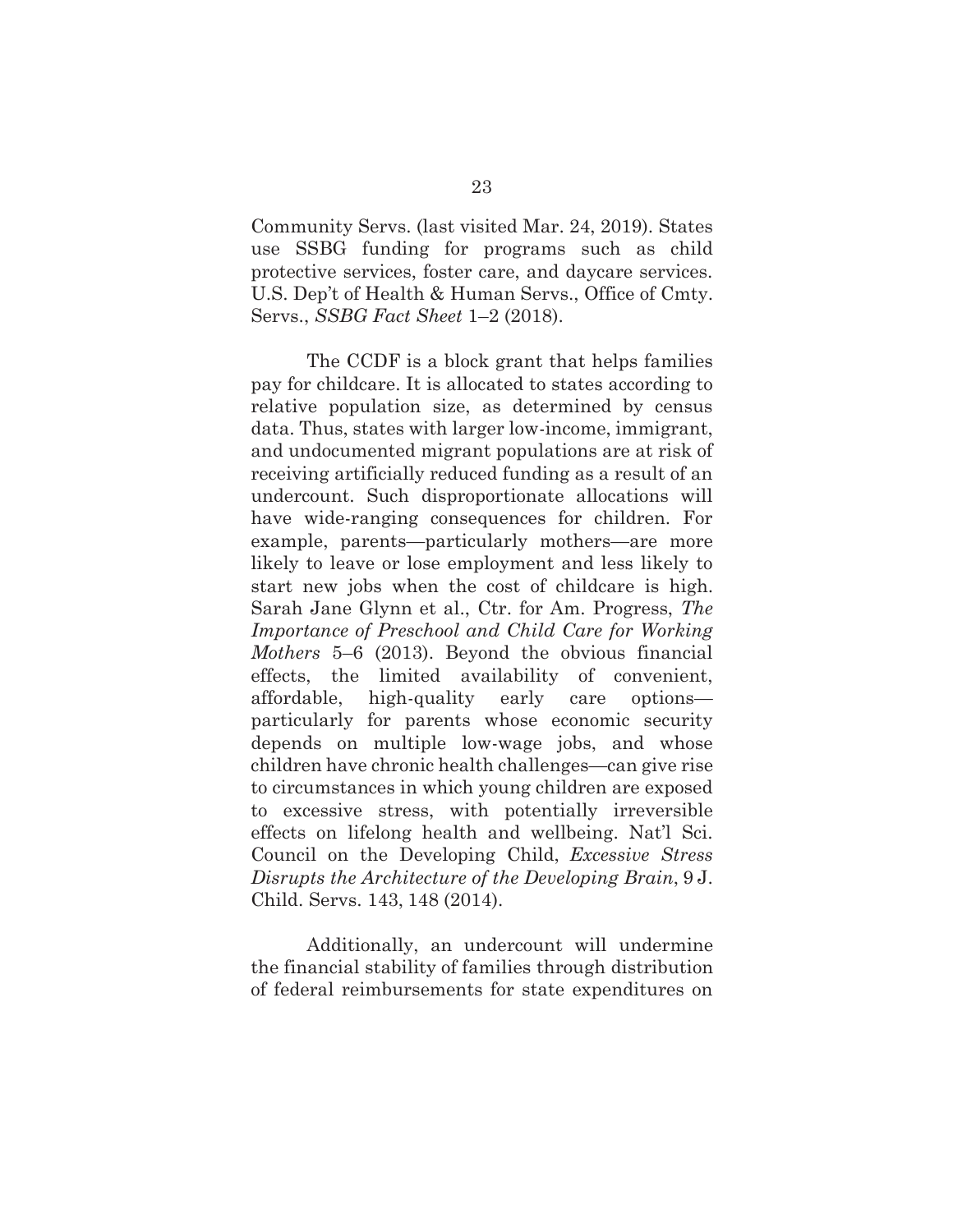Community Servs. (last visited Mar. 24, 2019). States use SSBG funding for programs such as child protective services, foster care, and daycare services. U.S. Dep't of Health & Human Servs., Office of Cmty. Servs., *SSBG Fact Sheet* 1–2 (2018).

The CCDF is a block grant that helps families pay for childcare. It is allocated to states according to relative population size, as determined by census data. Thus, states with larger low-income, immigrant, and undocumented migrant populations are at risk of receiving artificially reduced funding as a result of an undercount. Such disproportionate allocations will have wide-ranging consequences for children. For example, parents—particularly mothers—are more likely to leave or lose employment and less likely to start new jobs when the cost of childcare is high. Sarah Jane Glynn et al., Ctr. for Am. Progress, *The Importance of Preschool and Child Care for Working Mothers* 5–6 (2013). Beyond the obvious financial effects, the limited availability of convenient, affordable, high-quality early care options—particularly for parents whose economic security depends on multiple low-wage jobs, and whose children have chronic health challenges—can give rise to circumstances in which young children are exposed to excessive stress, with potentially irreversible effects on lifelong health and wellbeing. Nat'l Sci. Council on the Developing Child, *Excessive Stress Disrupts the Architecture of the Developing Brain*, 9 J. Child. Servs. 143, 148 (2014).

Additionally, an undercount will undermine the financial stability of families through distribution of federal reimbursements for state expenditures on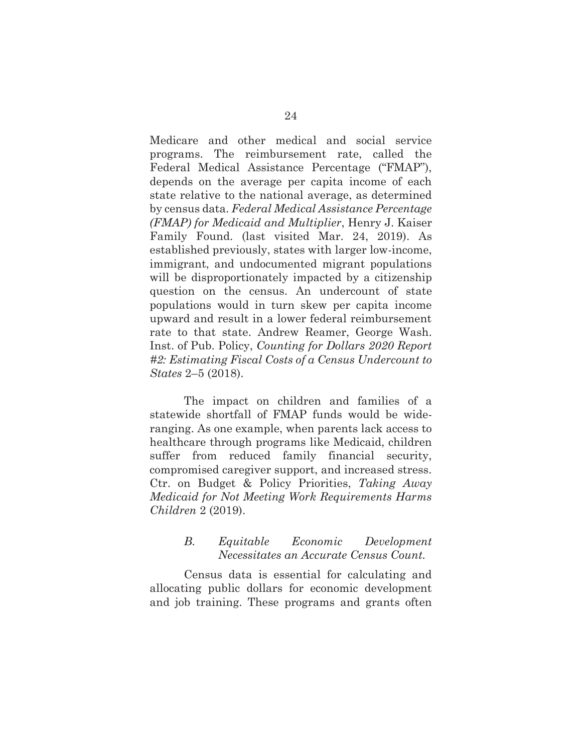Medicare and other medical and social service programs. The reimbursement rate, called the Federal Medical Assistance Percentage ("FMAP"), depends on the average per capita income of each state relative to the national average, as determined by census data. *Federal Medical Assistance Percentage (FMAP) for Medicaid and Multiplier*, Henry J. Kaiser Family Found. (last visited Mar. 24, 2019). As established previously, states with larger low-income, immigrant, and undocumented migrant populations will be disproportionately impacted by a citizenship question on the census. An undercount of state populations would in turn skew per capita income upward and result in a lower federal reimbursement rate to that state. Andrew Reamer, George Wash. Inst. of Pub. Policy, *Counting for Dollars 2020 Report #2: Estimating Fiscal Costs of a Census Undercount to States* 2–5 (2018).

The impact on children and families of a statewide shortfall of FMAP funds would be wide-ranging. As one example, when parents lack access to healthcare through programs like Medicaid, children suffer from reduced family financial security, compromised caregiver support, and increased stress. Ctr. on Budget & Policy Priorities, *Taking Away Medicaid for Not Meeting Work Requirements Harms Children* 2 (2019).

### *B. Equitable Economic Development Necessitates an Accurate Census Count.*

Census data is essential for calculating and allocating public dollars for economic development and job training. These programs and grants often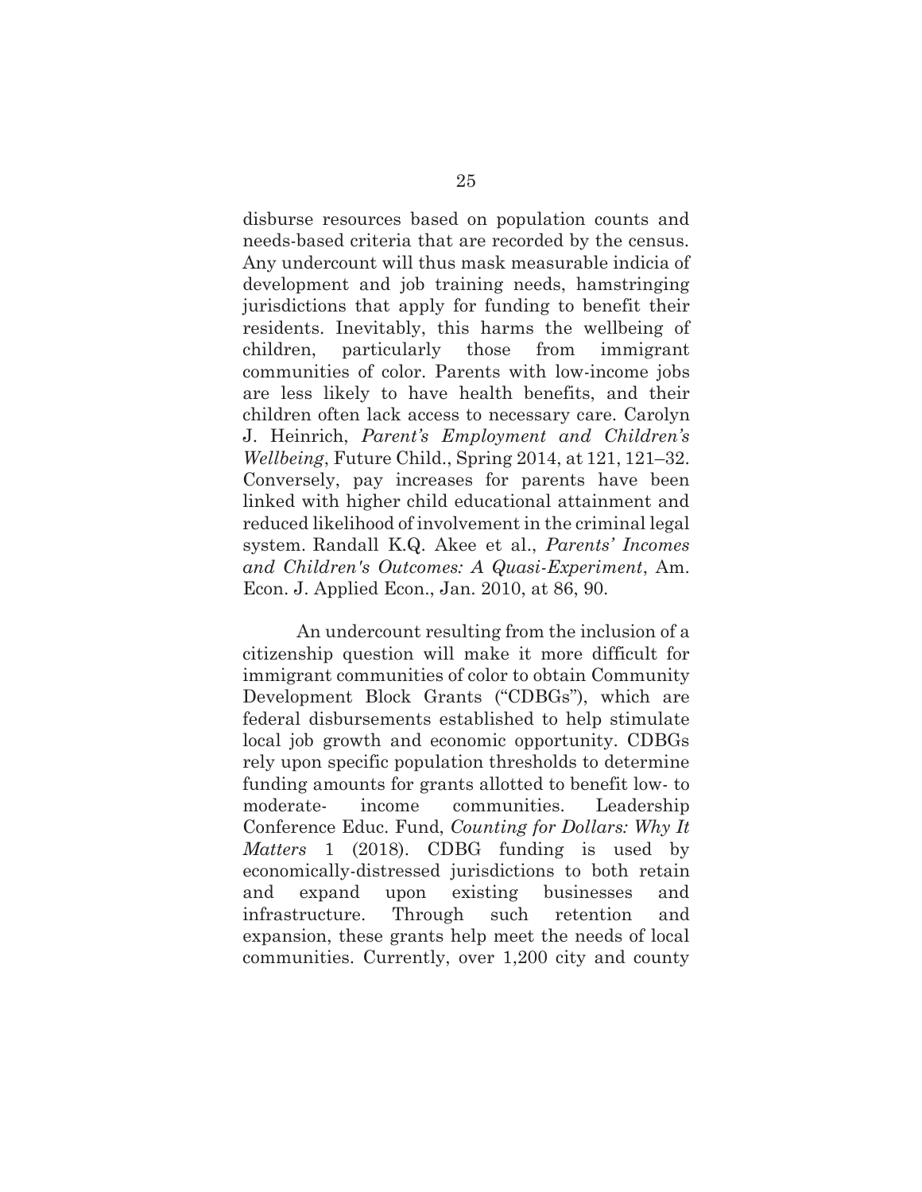disburse resources based on population counts and needs-based criteria that are recorded by the census. Any undercount will thus mask measurable indicia of development and job training needs, hamstringing jurisdictions that apply for funding to benefit their residents. Inevitably, this harms the wellbeing of children, particularly those from immigrant communities of color. Parents with low-income jobs are less likely to have health benefits, and their children often lack access to necessary care. Carolyn J. Heinrich, *Parent's Employment and Children's Wellbeing*, Future Child., Spring 2014, at 121, 121–32. Conversely, pay increases for parents have been linked with higher child educational attainment and reduced likelihood of involvement in the criminal legal system. Randall K.Q. Akee et al., *Parents' Incomes and Children's Outcomes: A Quasi-Experiment*, Am. Econ. J. Applied Econ., Jan. 2010, at 86, 90.

An undercount resulting from the inclusion of a citizenship question will make it more difficult for immigrant communities of color to obtain Community Development Block Grants ("CDBGs"), which are federal disbursements established to help stimulate local job growth and economic opportunity. CDBGs rely upon specific population thresholds to determine funding amounts for grants allotted to benefit low- to moderate- income communities. Leadership Conference Educ. Fund, *Counting for Dollars: Why It Matters* 1 (2018). CDBG funding is used by economically-distressed jurisdictions to both retain and expand upon existing businesses and infrastructure. Through such retention and expansion, these grants help meet the needs of local communities. Currently, over 1,200 city and county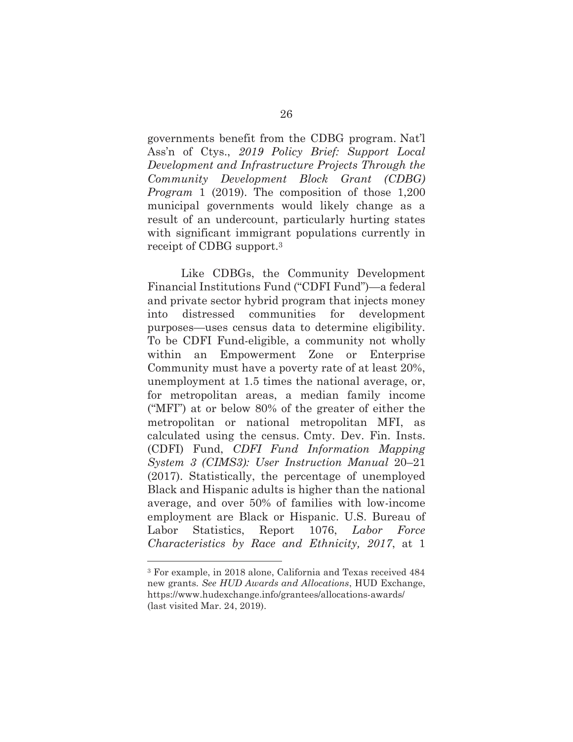governments benefit from the CDBG program. Nat'l Ass'n of Ctys., *2019 Policy Brief: Support Local Development and Infrastructure Projects Through the Community Development Block Grant (CDBG) Program* 1 (2019). The composition of those 1,200 municipal governments would likely change as a result of an undercount, particularly hurting states with significant immigrant populations currently in receipt of CDBG support.[3]

Like CDBGs, the Community Development Financial Institutions Fund ("CDFI Fund")—a federal and private sector hybrid program that injects money into distressed communities for development purposes—uses census data to determine eligibility. To be CDFI Fund-eligible, a community not wholly within an Empowerment Zone or Enterprise Community must have a poverty rate of at least 20%, unemployment at 1.5 times the national average, or, for metropolitan areas, a median family income ("MFI") at or below 80% of the greater of either the metropolitan or national metropolitan MFI, as calculated using the census. Cmty. Dev. Fin. Insts. (CDFI) Fund, *CDFI Fund Information Mapping System 3 (CIMS3): User Instruction Manual* 20–21 (2017). Statistically, the percentage of unemployed Black and Hispanic adults is higher than the national average, and over 50% of families with low-income employment are Black or Hispanic. U.S. Bureau of Labor Statistics, Report 1076, *Labor Force Characteristics by Race and Ethnicity, 2017*, at 1

---

[3] For example, in 2018 alone, California and Texas received 484 new grants. *See HUD Awards and Allocations*, HUD Exchange, https://www.hudexchange.info/grantees/allocations-awards/ (last visited Mar. 24, 2019).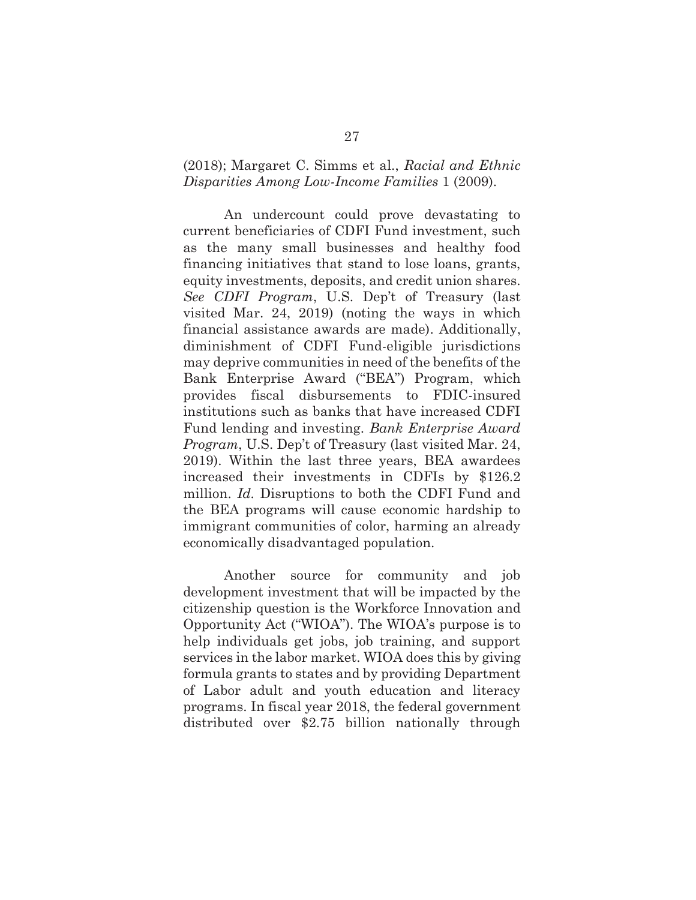(2018); Margaret C. Simms et al., *Racial and Ethnic Disparities Among Low-Income Families* 1 (2009).

An undercount could prove devastating to current beneficiaries of CDFI Fund investment, such as the many small businesses and healthy food financing initiatives that stand to lose loans, grants, equity investments, deposits, and credit union shares. *See CDFI Program*, U.S. Dep't of Treasury (last visited Mar. 24, 2019) (noting the ways in which financial assistance awards are made). Additionally, diminishment of CDFI Fund-eligible jurisdictions may deprive communities in need of the benefits of the Bank Enterprise Award ("BEA") Program, which provides fiscal disbursements to FDIC-insured institutions such as banks that have increased CDFI Fund lending and investing. *Bank Enterprise Award Program*, U.S. Dep't of Treasury (last visited Mar. 24, 2019). Within the last three years, BEA awardees increased their investments in CDFIs by $126.2 million. *Id.* Disruptions to both the CDFI Fund and the BEA programs will cause economic hardship to immigrant communities of color, harming an already economically disadvantaged population.

Another source for community and job development investment that will be impacted by the citizenship question is the Workforce Innovation and Opportunity Act ("WIOA"). The WIOA's purpose is to help individuals get jobs, job training, and support services in the labor market. WIOA does this by giving formula grants to states and by providing Department of Labor adult and youth education and literacy programs. In fiscal year 2018, the federal government distributed over $2.75 billion nationally through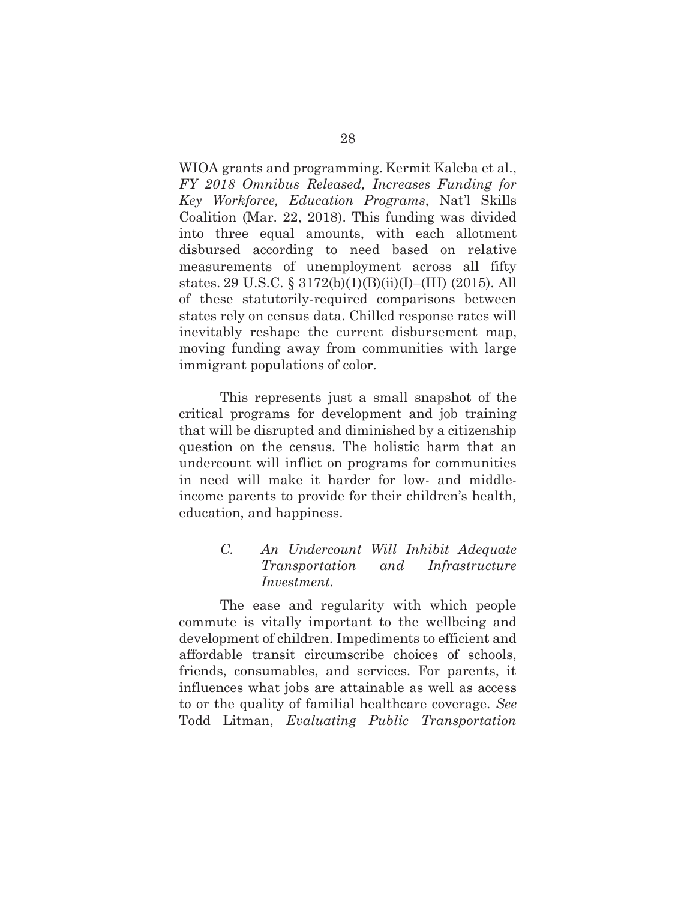WIOA grants and programming. Kermit Kaleba et al., *FY 2018 Omnibus Released, Increases Funding for Key Workforce, Education Programs*, Nat'l Skills Coalition (Mar. 22, 2018). This funding was divided into three equal amounts, with each allotment disbursed according to need based on relative measurements of unemployment across all fifty states. 29 U.S.C. § 3172(b)(1)(B)(ii)(I)–(III) (2015). All of these statutorily-required comparisons between states rely on census data. Chilled response rates will inevitably reshape the current disbursement map, moving funding away from communities with large immigrant populations of color.

This represents just a small snapshot of the critical programs for development and job training that will be disrupted and diminished by a citizenship question on the census. The holistic harm that an undercount will inflict on programs for communities in need will make it harder for low- and middle-income parents to provide for their children's health, education, and happiness.

### *C. An Undercount Will Inhibit Adequate Transportation and Infrastructure Investment.*

The ease and regularity with which people commute is vitally important to the wellbeing and development of children. Impediments to efficient and affordable transit circumscribe choices of schools, friends, consumables, and services. For parents, it influences what jobs are attainable as well as access to or the quality of familial healthcare coverage. *See* Todd Litman, *Evaluating Public Transportation*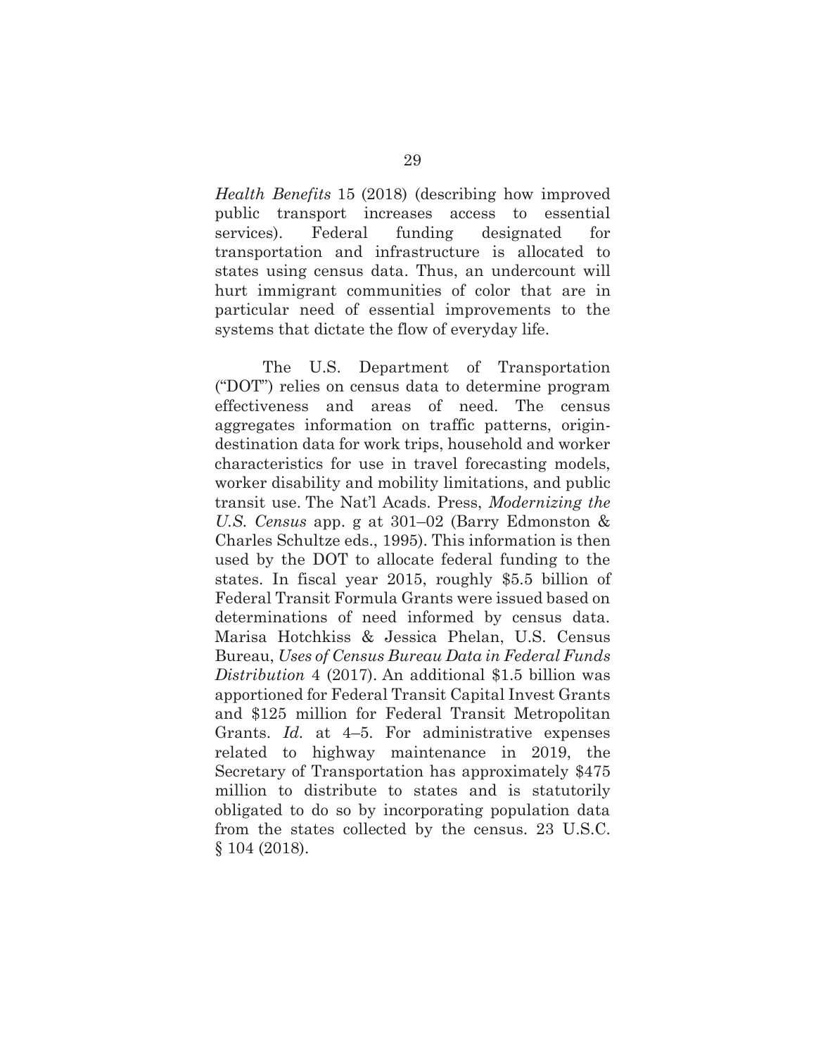*Health Benefits* 15 (2018) (describing how improved public transport increases access to essential services). Federal funding designated for transportation and infrastructure is allocated to states using census data. Thus, an undercount will hurt immigrant communities of color that are in particular need of essential improvements to the systems that dictate the flow of everyday life.

The U.S. Department of Transportation ("DOT") relies on census data to determine program effectiveness and areas of need. The census aggregates information on traffic patterns, origin-destination data for work trips, household and worker characteristics for use in travel forecasting models, worker disability and mobility limitations, and public transit use. The Nat'l Acads. Press, *Modernizing the U.S. Census* app. g at 301–02 (Barry Edmonston & Charles Schultze eds., 1995). This information is then used by the DOT to allocate federal funding to the states. In fiscal year 2015, roughly $5.5 billion of Federal Transit Formula Grants were issued based on determinations of need informed by census data. Marisa Hotchkiss & Jessica Phelan, U.S. Census Bureau, *Uses of Census Bureau Data in Federal Funds Distribution* 4 (2017). An additional $1.5 billion was apportioned for Federal Transit Capital Invest Grants and $125 million for Federal Transit Metropolitan Grants. *Id.* at 4–5. For administrative expenses related to highway maintenance in 2019, the Secretary of Transportation has approximately $475 million to distribute to states and is statutorily obligated to do so by incorporating population data from the states collected by the census. 23 U.S.C. § 104 (2018).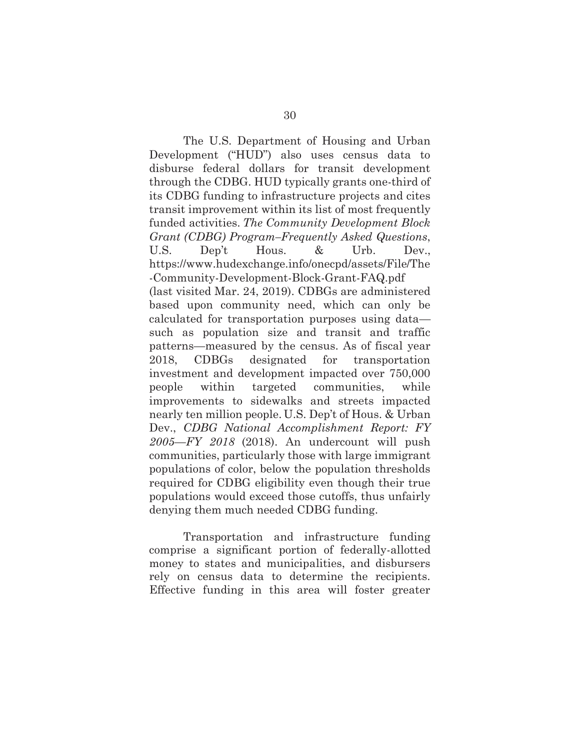The U.S. Department of Housing and Urban Development ("HUD") also uses census data to disburse federal dollars for transit development through the CDBG. HUD typically grants one-third of its CDBG funding to infrastructure projects and cites transit improvement within its list of most frequently funded activities. *The Community Development Block Grant (CDBG) Program–Frequently Asked Questions*, U.S. Dep't Hous. & Urb. Dev., https://www.hudexchange.info/onecpd/assets/File/The-Community-Development-Block-Grant-FAQ.pdf (last visited Mar. 24, 2019). CDBGs are administered based upon community need, which can only be calculated for transportation purposes using data—such as population size and transit and traffic patterns—measured by the census. As of fiscal year 2018, CDBGs designated for transportation investment and development impacted over 750,000 people within targeted communities, while improvements to sidewalks and streets impacted nearly ten million people. U.S. Dep't of Hous. & Urban Dev., *CDBG National Accomplishment Report: FY 2005—FY 2018* (2018). An undercount will push communities, particularly those with large immigrant populations of color, below the population thresholds required for CDBG eligibility even though their true populations would exceed those cutoffs, thus unfairly denying them much needed CDBG funding.

Transportation and infrastructure funding comprise a significant portion of federally-allotted money to states and municipalities, and disbursers rely on census data to determine the recipients. Effective funding in this area will foster greater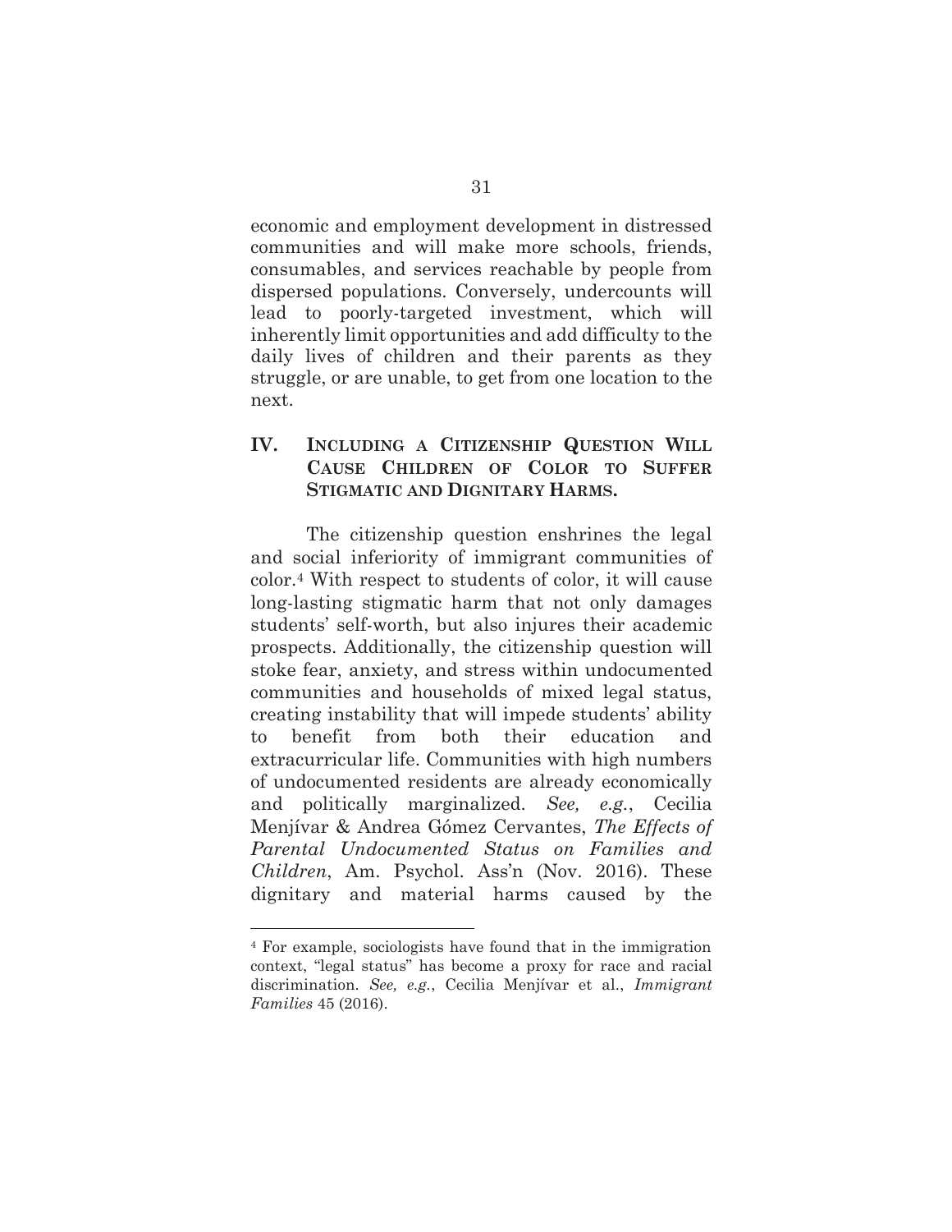economic and employment development in distressed communities and will make more schools, friends, consumables, and services reachable by people from dispersed populations. Conversely, undercounts will lead to poorly-targeted investment, which will inherently limit opportunities and add difficulty to the daily lives of children and their parents as they struggle, or are unable, to get from one location to the next.

## IV. Including a Citizenship Question Will Cause Children of Color to Suffer Stigmatic and Dignitary Harms.

The citizenship question enshrines the legal and social inferiority of immigrant communities of color.[4] With respect to students of color, it will cause long-lasting stigmatic harm that not only damages students' self-worth, but also injures their academic prospects. Additionally, the citizenship question will stoke fear, anxiety, and stress within undocumented communities and households of mixed legal status, creating instability that will impede students' ability to benefit from both their education and extracurricular life. Communities with high numbers of undocumented residents are already economically and politically marginalized. *See, e.g.*, Cecilia Menjívar & Andrea Gómez Cervantes, *The Effects of Parental Undocumented Status on Families and Children*, Am. Psychol. Ass'n (Nov. 2016). These dignitary and material harms caused by the

---

[4] For example, sociologists have found that in the immigration context, "legal status" has become a proxy for race and racial discrimination. *See, e.g.*, Cecilia Menjívar et al., *Immigrant Families* 45 (2016).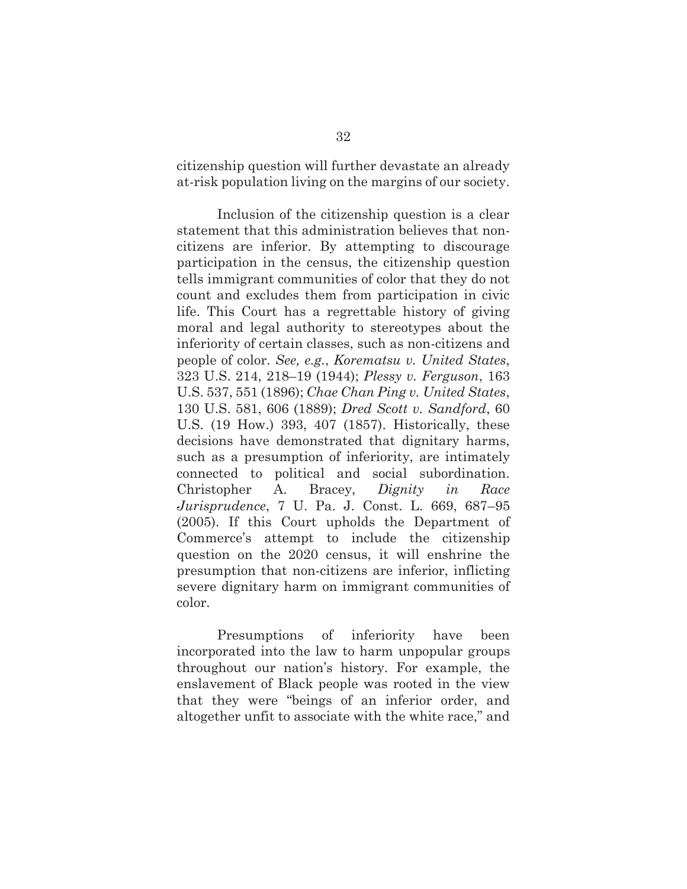citizenship question will further devastate an already at-risk population living on the margins of our society.

Inclusion of the citizenship question is a clear statement that this administration believes that non-citizens are inferior. By attempting to discourage participation in the census, the citizenship question tells immigrant communities of color that they do not count and excludes them from participation in civic life. This Court has a regrettable history of giving moral and legal authority to stereotypes about the inferiority of certain classes, such as non-citizens and people of color. *See, e.g.*, *Korematsu v. United States*, 323 U.S. 214, 218–19 (1944); *Plessy v. Ferguson*, 163 U.S. 537, 551 (1896); *Chae Chan Ping v. United States*, 130 U.S. 581, 606 (1889); *Dred Scott v. Sandford*, 60 U.S. (19 How.) 393, 407 (1857). Historically, these decisions have demonstrated that dignitary harms, such as a presumption of inferiority, are intimately connected to political and social subordination. Christopher A. Bracey, *Dignity in Race Jurisprudence*, 7 U. Pa. J. Const. L. 669, 687–95 (2005). If this Court upholds the Department of Commerce's attempt to include the citizenship question on the 2020 census, it will enshrine the presumption that non-citizens are inferior, inflicting severe dignitary harm on immigrant communities of color.

Presumptions of inferiority have been incorporated into the law to harm unpopular groups throughout our nation's history. For example, the enslavement of Black people was rooted in the view that they were "beings of an inferior order, and altogether unfit to associate with the white race," and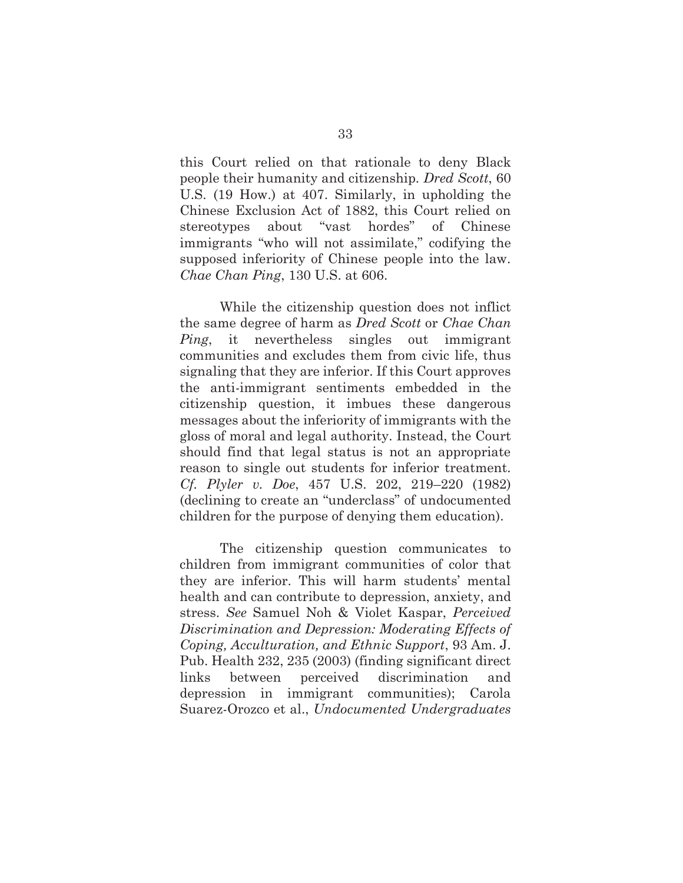this Court relied on that rationale to deny Black people their humanity and citizenship. *Dred Scott*, 60 U.S. (19 How.) at 407. Similarly, in upholding the Chinese Exclusion Act of 1882, this Court relied on stereotypes about "vast hordes" of Chinese immigrants "who will not assimilate," codifying the supposed inferiority of Chinese people into the law. *Chae Chan Ping*, 130 U.S. at 606.

While the citizenship question does not inflict the same degree of harm as *Dred Scott* or *Chae Chan Ping*, it nevertheless singles out immigrant communities and excludes them from civic life, thus signaling that they are inferior. If this Court approves the anti-immigrant sentiments embedded in the citizenship question, it imbues these dangerous messages about the inferiority of immigrants with the gloss of moral and legal authority. Instead, the Court should find that legal status is not an appropriate reason to single out students for inferior treatment. *Cf. Plyler v. Doe*, 457 U.S. 202, 219–220 (1982) (declining to create an "underclass" of undocumented children for the purpose of denying them education).

The citizenship question communicates to children from immigrant communities of color that they are inferior. This will harm students' mental health and can contribute to depression, anxiety, and stress. *See* Samuel Noh & Violet Kaspar, *Perceived Discrimination and Depression: Moderating Effects of Coping, Acculturation, and Ethnic Support*, 93 Am. J. Pub. Health 232, 235 (2003) (finding significant direct links between perceived discrimination and depression in immigrant communities); Carola Suarez-Orozco et al., *Undocumented Undergraduates*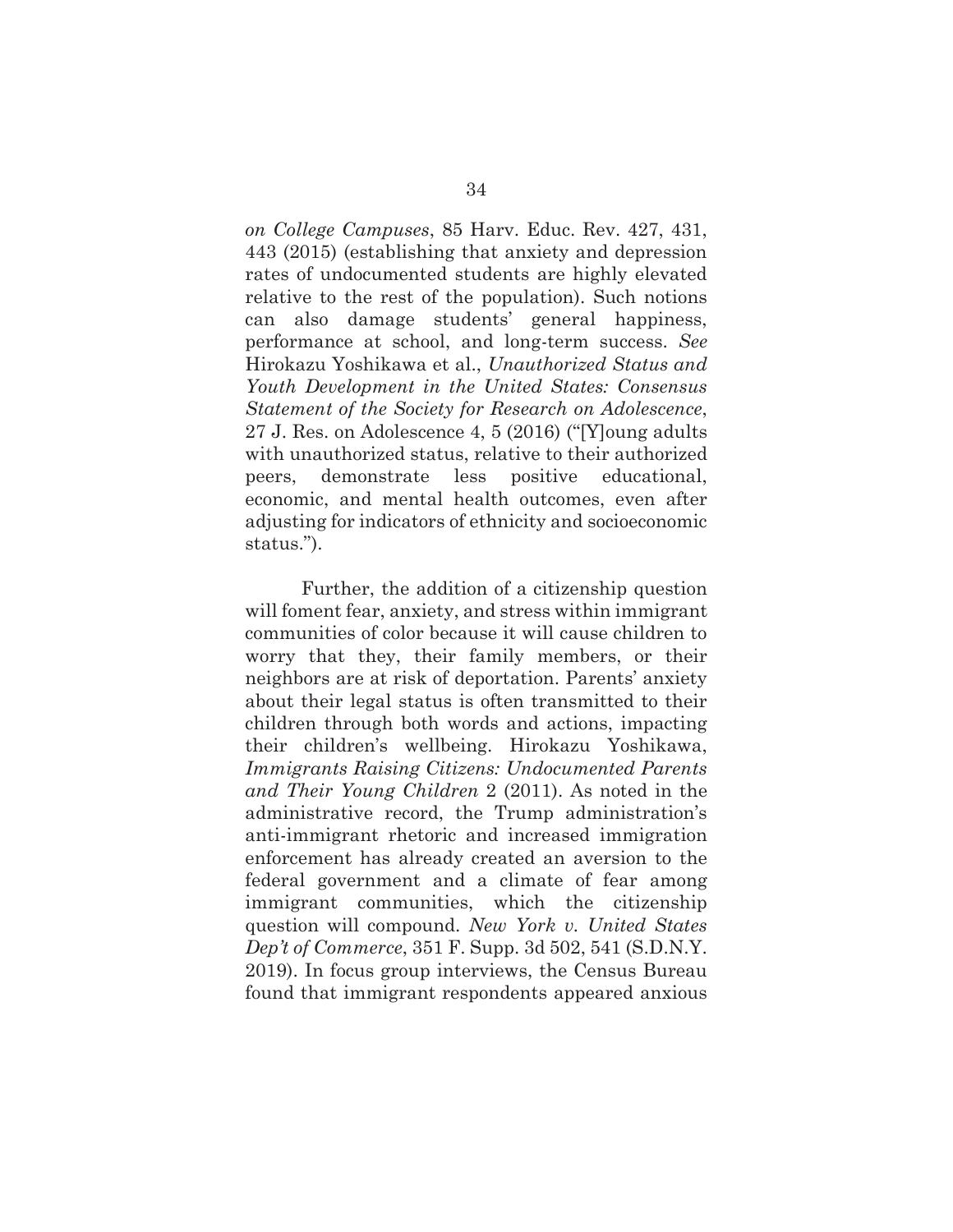*on College Campuses*, 85 Harv. Educ. Rev. 427, 431, 443 (2015) (establishing that anxiety and depression rates of undocumented students are highly elevated relative to the rest of the population). Such notions can also damage students' general happiness, performance at school, and long-term success. *See* Hirokazu Yoshikawa et al., *Unauthorized Status and Youth Development in the United States: Consensus Statement of the Society for Research on Adolescence*, 27 J. Res. on Adolescence 4, 5 (2016) ("[Y]oung adults with unauthorized status, relative to their authorized peers, demonstrate less positive educational, economic, and mental health outcomes, even after adjusting for indicators of ethnicity and socioeconomic status.").

Further, the addition of a citizenship question will foment fear, anxiety, and stress within immigrant communities of color because it will cause children to worry that they, their family members, or their neighbors are at risk of deportation. Parents' anxiety about their legal status is often transmitted to their children through both words and actions, impacting their children's wellbeing. Hirokazu Yoshikawa, *Immigrants Raising Citizens: Undocumented Parents and Their Young Children* 2 (2011). As noted in the administrative record, the Trump administration's anti-immigrant rhetoric and increased immigration enforcement has already created an aversion to the federal government and a climate of fear among immigrant communities, which the citizenship question will compound. *New York v. United States Dep't of Commerce*, 351 F. Supp. 3d 502, 541 (S.D.N.Y. 2019). In focus group interviews, the Census Bureau found that immigrant respondents appeared anxious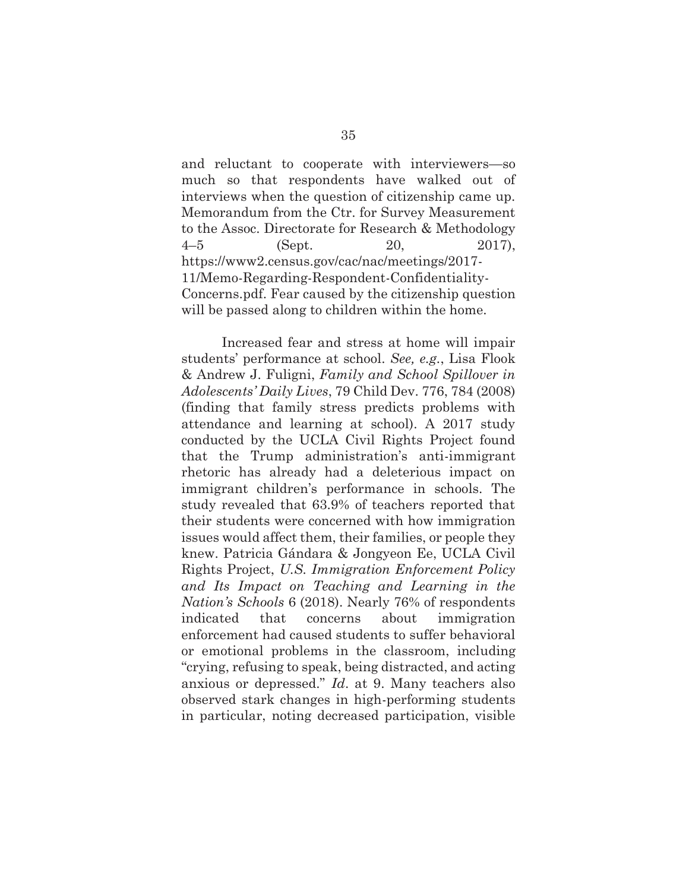and reluctant to cooperate with interviewers—so much so that respondents have walked out of interviews when the question of citizenship came up. Memorandum from the Ctr. for Survey Measurement to the Assoc. Directorate for Research & Methodology 4–5 (Sept. 20, 2017), https://www2.census.gov/cac/nac/meetings/2017-11/Memo-Regarding-Respondent-Confidentiality-Concerns.pdf. Fear caused by the citizenship question will be passed along to children within the home.

Increased fear and stress at home will impair students' performance at school. *See, e.g.*, Lisa Flook & Andrew J. Fuligni, *Family and School Spillover in Adolescents' Daily Lives*, 79 Child Dev. 776, 784 (2008) (finding that family stress predicts problems with attendance and learning at school). A 2017 study conducted by the UCLA Civil Rights Project found that the Trump administration's anti-immigrant rhetoric has already had a deleterious impact on immigrant children's performance in schools. The study revealed that 63.9% of teachers reported that their students were concerned with how immigration issues would affect them, their families, or people they knew. Patricia Gándara & Jongyeon Ee, UCLA Civil Rights Project, *U.S. Immigration Enforcement Policy and Its Impact on Teaching and Learning in the Nation's Schools* 6 (2018). Nearly 76% of respondents indicated that concerns about immigration enforcement had caused students to suffer behavioral or emotional problems in the classroom, including "crying, refusing to speak, being distracted, and acting anxious or depressed." *Id*. at 9. Many teachers also observed stark changes in high-performing students in particular, noting decreased participation, visible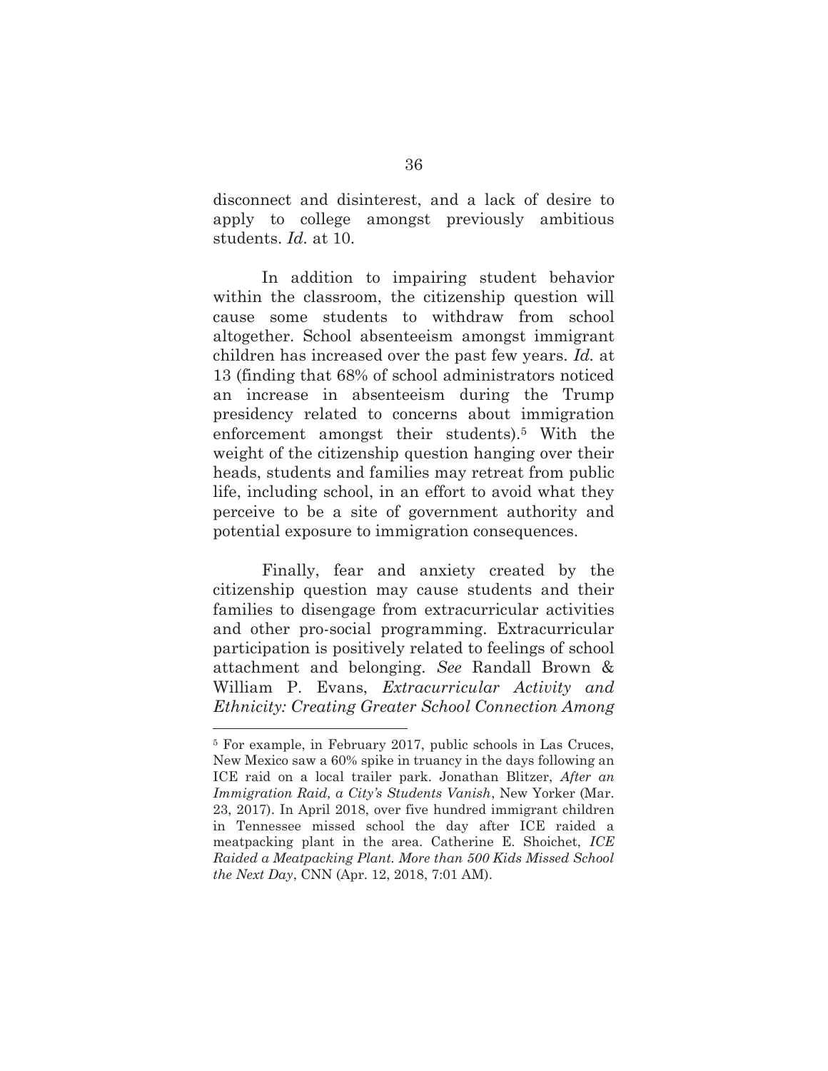disconnect and disinterest, and a lack of desire to apply to college amongst previously ambitious students. *Id.* at 10.

In addition to impairing student behavior within the classroom, the citizenship question will cause some students to withdraw from school altogether. School absenteeism amongst immigrant children has increased over the past few years. *Id.* at 13 (finding that 68% of school administrators noticed an increase in absenteeism during the Trump presidency related to concerns about immigration enforcement amongst their students).[5] With the weight of the citizenship question hanging over their heads, students and families may retreat from public life, including school, in an effort to avoid what they perceive to be a site of government authority and potential exposure to immigration consequences.

Finally, fear and anxiety created by the citizenship question may cause students and their families to disengage from extracurricular activities and other pro-social programming. Extracurricular participation is positively related to feelings of school attachment and belonging. *See* Randall Brown & William P. Evans, *Extracurricular Activity and Ethnicity: Creating Greater School Connection Among*

---

[5] For example, in February 2017, public schools in Las Cruces, New Mexico saw a 60% spike in truancy in the days following an ICE raid on a local trailer park. Jonathan Blitzer, *After an Immigration Raid, a City's Students Vanish*, New Yorker (Mar. 23, 2017). In April 2018, over five hundred immigrant children in Tennessee missed school the day after ICE raided a meatpacking plant in the area. Catherine E. Shoichet, *ICE Raided a Meatpacking Plant. More than 500 Kids Missed School the Next Day*, CNN (Apr. 12, 2018, 7:01 AM).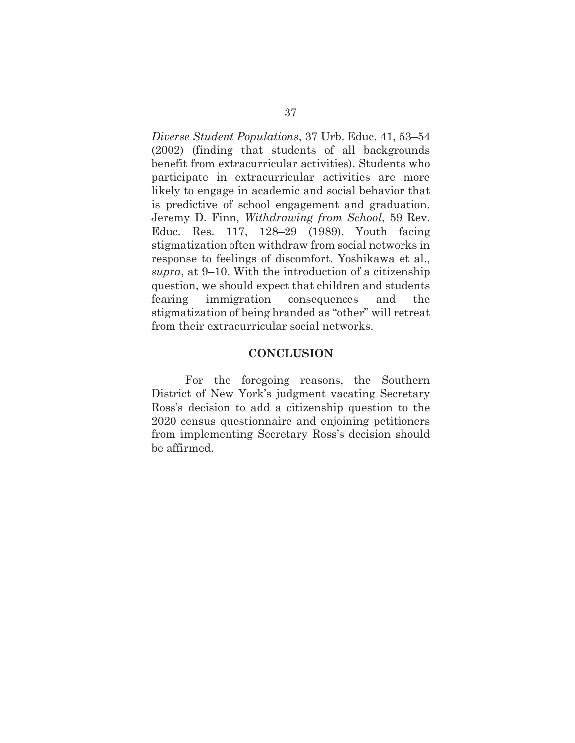*Diverse Student Populations*, 37 Urb. Educ. 41, 53–54 (2002) (finding that students of all backgrounds benefit from extracurricular activities). Students who participate in extracurricular activities are more likely to engage in academic and social behavior that is predictive of school engagement and graduation. Jeremy D. Finn, *Withdrawing from School*, 59 Rev. Educ. Res. 117, 128–29 (1989). Youth facing stigmatization often withdraw from social networks in response to feelings of discomfort. Yoshikawa et al., *supra*, at 9–10. With the introduction of a citizenship question, we should expect that children and students fearing immigration consequences and the stigmatization of being branded as "other" will retreat from their extracurricular social networks.

## CONCLUSION

For the foregoing reasons, the Southern District of New York's judgment vacating Secretary Ross's decision to add a citizenship question to the 2020 census questionnaire and enjoining petitioners from implementing Secretary Ross's decision should be affirmed.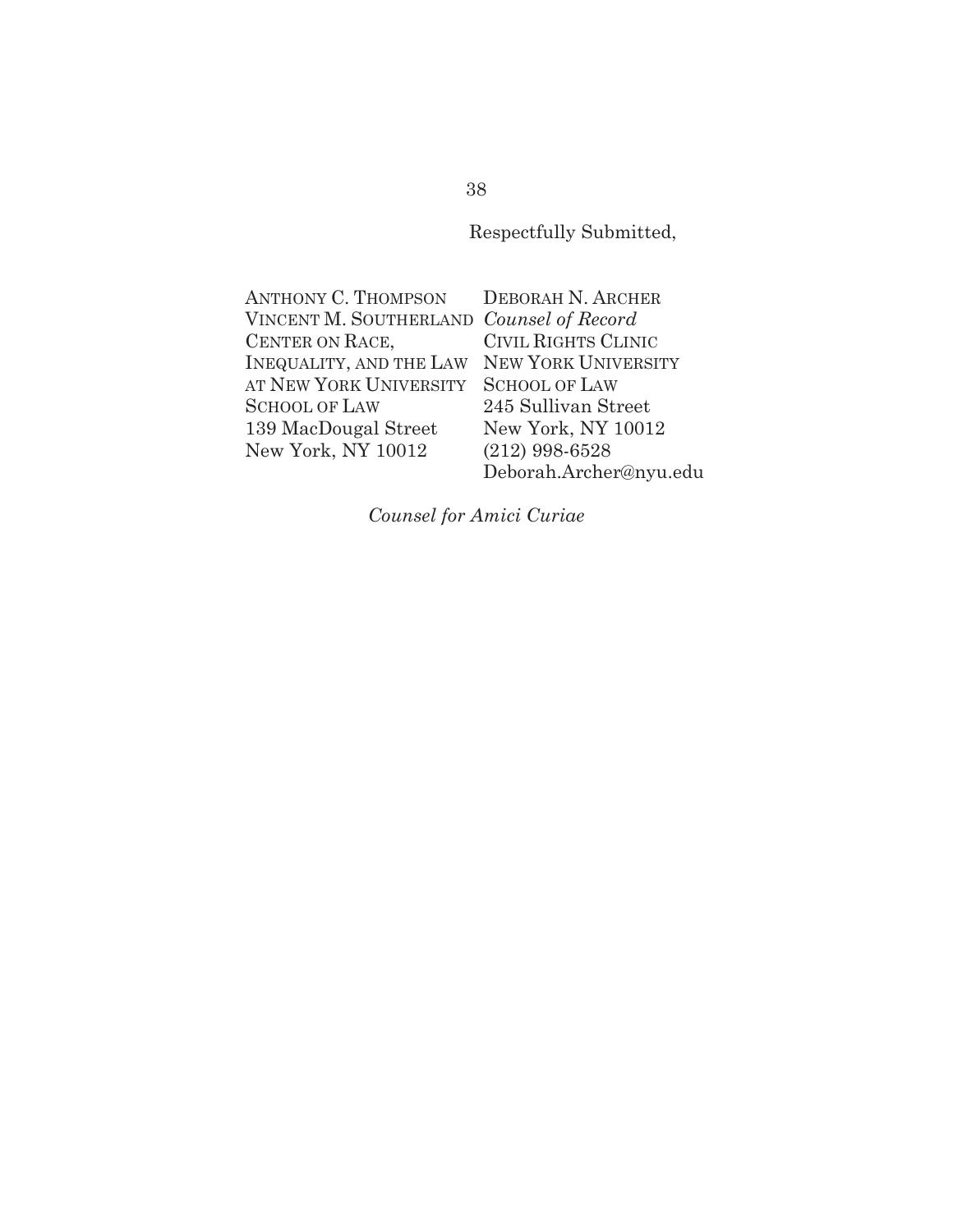Respectfully Submitted,

ANTHONY C. THOMPSON
VINCENT M. SOUTHERLAND
CENTER ON RACE, INEQUALITY, AND THE LAW AT NEW YORK UNIVERSITY SCHOOL OF LAW
139 MacDougal Street
New York, NY 10012

DEBORAH N. ARCHER
*Counsel of Record*
CIVIL RIGHTS CLINIC
NEW YORK UNIVERSITY SCHOOL OF LAW
245 Sullivan Street
New York, NY 10012
(212) 998-6528
Deborah.Archer@nyu.edu

*Counsel for Amici Curiae*